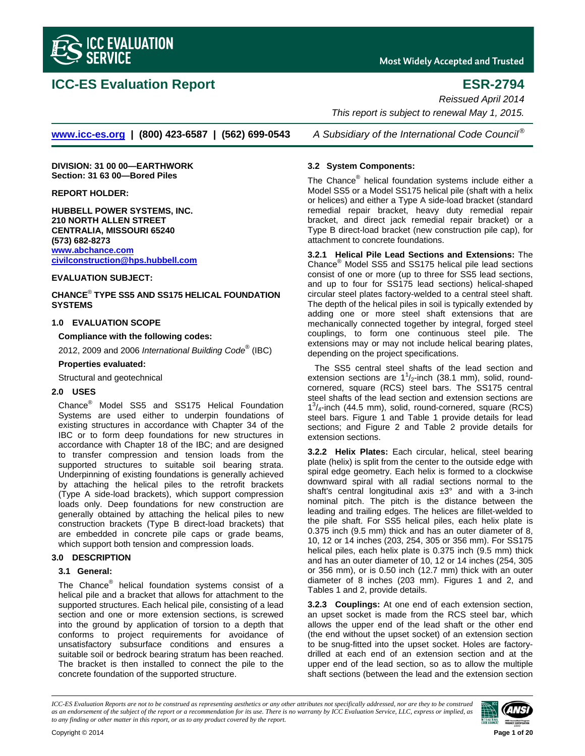# ICC-ES Evaluation Report

**ESR-2794**

*Reissued April 2014*

*This report is subject to renewal May 1, 2015.*

**www.icc-es.org | (800) 423-6587 | (562) 699-0543** *A Subsidiary of the International Code Council®*

**DIVISION: 31 00 00—EARTHWORK**
**Section: 31 63 00—Bored Piles**

**REPORT HOLDER:**

**HUBBELL POWER SYSTEMS, INC.**
**210 NORTH ALLEN STREET**
**CENTRALIA, MISSOURI 65240**
**(573) 682-8273**
**www.abchance.com**
**civilconstruction@hps.hubbell.com**

**EVALUATION SUBJECT:**

**CHANCE® TYPE SS5 AND SS175 HELICAL FOUNDATION SYSTEMS**

## 1.0 EVALUATION SCOPE

**Compliance with the following codes:**

2012, 2009 and 2006 *International Building Code®* (IBC)

**Properties evaluated:**

Structural and geotechnical

## 2.0 USES

Chance® Model SS5 and SS175 Helical Foundation Systems are used either to underpin foundations of existing structures in accordance with Chapter 34 of the IBC or to form deep foundations for new structures in accordance with Chapter 18 of the IBC; and are designed to transfer compression and tension loads from the supported structures to suitable soil bearing strata. Underpinning of existing foundations is generally achieved by attaching the helical piles to the retrofit brackets (Type A side-load brackets), which support compression loads only. Deep foundations for new construction are generally obtained by attaching the helical piles to new construction brackets (Type B direct-load brackets) that are embedded in concrete pile caps or grade beams, which support both tension and compression loads.

## 3.0 DESCRIPTION

### 3.1 General:

The Chance® helical foundation systems consist of a helical pile and a bracket that allows for attachment to the supported structures. Each helical pile, consisting of a lead section and one or more extension sections, is screwed into the ground by application of torsion to a depth that conforms to project requirements for avoidance of unsatisfactory subsurface conditions and ensures a suitable soil or bedrock bearing stratum has been reached. The bracket is then installed to connect the pile to the concrete foundation of the supported structure.

### 3.2 System Components:

The Chance® helical foundation systems include either a Model SS5 or a Model SS175 helical pile (shaft with a helix or helices) and either a Type A side-load bracket (standard remedial repair bracket, heavy duty remedial repair bracket, and direct jack remedial repair bracket) or a Type B direct-load bracket (new construction pile cap), for attachment to concrete foundations.

**3.2.1 Helical Pile Lead Sections and Extensions:** The Chance® Model SS5 and SS175 helical pile lead sections consist of one or more (up to three for SS5 lead sections, and up to four for SS175 lead sections) helical-shaped circular steel plates factory-welded to a central steel shaft. The depth of the helical piles in soil is typically extended by adding one or more steel shaft extensions that are mechanically connected together by integral, forged steel couplings, to form one continuous steel pile. The extensions may or may not include helical bearing plates, depending on the project specifications.

The SS5 central steel shafts of the lead section and extension sections are $1^1/_2$-inch (38.1 mm), solid, round-cornered, square (RCS) steel bars. The SS175 central steel shafts of the lead section and extension sections are $1^3/_4$-inch (44.5 mm), solid, round-cornered, square (RCS) steel bars. Figure 1 and Table 1 provide details for lead sections; and Figure 2 and Table 2 provide details for extension sections.

**3.2.2 Helix Plates:** Each circular, helical, steel bearing plate (helix) is split from the center to the outside edge with spiral edge geometry. Each helix is formed to a clockwise downward spiral with all radial sections normal to the shaft's central longitudinal axis ±3° and with a 3-inch nominal pitch. The pitch is the distance between the leading and trailing edges. The helices are fillet-welded to the pile shaft. For SS5 helical piles, each helix plate is 0.375 inch (9.5 mm) thick and has an outer diameter of 8, 10, 12 or 14 inches (203, 254, 305 or 356 mm). For SS175 helical piles, each helix plate is 0.375 inch (9.5 mm) thick and has an outer diameter of 10, 12 or 14 inches (254, 305 or 356 mm), or is 0.50 inch (12.7 mm) thick with an outer diameter of 8 inches (203 mm). Figures 1 and 2, and Tables 1 and 2, provide details.

**3.2.3 Couplings:** At one end of each extension section, an upset socket is made from the RCS steel bar, which allows the upper end of the lead shaft or the other end (the end without the upset socket) of an extension section to be snug-fitted into the upset socket. Holes are factory-drilled at each end of an extension section and at the upper end of the lead section, so as to allow the multiple shaft sections (between the lead and the extension section

*ICC-ES Evaluation Reports are not to be construed as representing aesthetics or any other attributes not specifically addressed, nor are they to be construed as an endorsement of the subject of the report or a recommendation for its use. There is no warranty by ICC Evaluation Service, LLC, express or implied, as to any finding or other matter in this report, or as to any product covered by the report.*

Copyright © 2014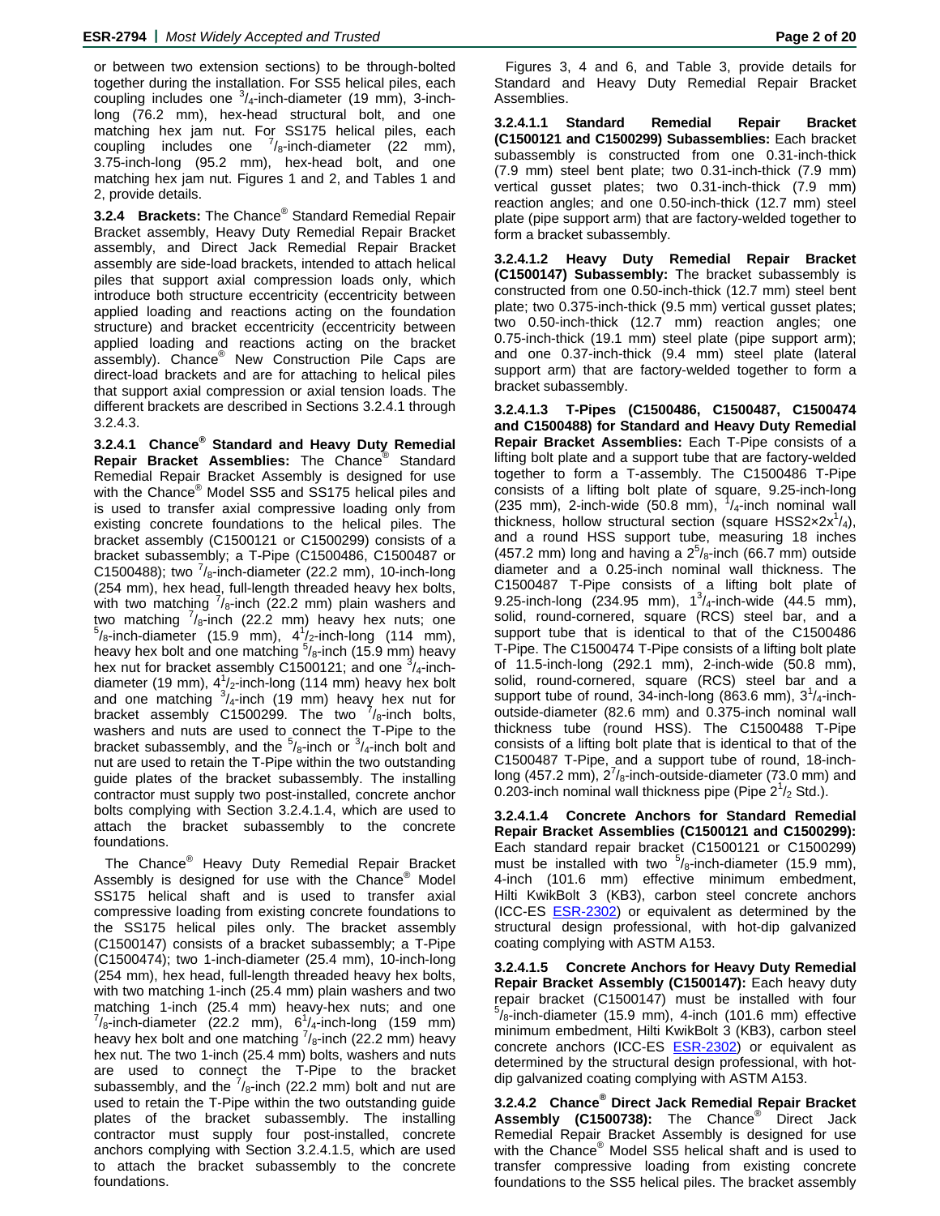or between two extension sections) to be through-bolted together during the installation. For SS5 helical piles, each coupling includes one $^3/_4$-inch-diameter (19 mm), 3-inch-long (76.2 mm), hex-head structural bolt, and one matching hex jam nut. For SS175 helical piles, each coupling includes one $^7/_8$-inch-diameter (22 mm), 3.75-inch-long (95.2 mm), hex-head bolt, and one matching hex jam nut. Figures 1 and 2, and Tables 1 and 2, provide details.

**3.2.4 Brackets:** The Chance® Standard Remedial Repair Bracket assembly, Heavy Duty Remedial Repair Bracket assembly, and Direct Jack Remedial Repair Bracket assembly are side-load brackets, intended to attach helical piles that support axial compression loads only, which introduce both structure eccentricity (eccentricity between applied loading and reactions acting on the foundation structure) and bracket eccentricity (eccentricity between applied loading and reactions acting on the bracket assembly). Chance® New Construction Pile Caps are direct-load brackets and are for attaching to helical piles that support axial compression or axial tension loads. The different brackets are described in Sections 3.2.4.1 through 3.2.4.3.

**3.2.4.1 Chance® Standard and Heavy Duty Remedial Repair Bracket Assemblies:** The Chance® Standard Remedial Repair Bracket Assembly is designed for use with the Chance® Model SS5 and SS175 helical piles and is used to transfer axial compressive loading only from existing concrete foundations to the helical piles. The bracket assembly (C1500121 or C1500299) consists of a bracket subassembly; a T-Pipe (C1500486, C1500487 or C1500488); two $^7/_8$-inch-diameter (22.2 mm), 10-inch-long (254 mm), hex head, full-length threaded heavy hex bolts, with two matching $^7/_8$-inch (22.2 mm) plain washers and two matching $^7/_8$-inch (22.2 mm) heavy hex nuts; one $^5/_8$-inch-diameter (15.9 mm), $4^1/_2$-inch-long (114 mm), heavy hex bolt and one matching $^5/_8$-inch (15.9 mm) heavy hex nut for bracket assembly C1500121; and one $^3/_4$-inch-diameter (19 mm), $4^1/_2$-inch-long (114 mm) heavy hex bolt and one matching $^3/_4$-inch (19 mm) heavy hex nut for bracket assembly C1500299. The two $^7/_8$-inch bolts, washers and nuts are used to connect the T-Pipe to the bracket subassembly, and the $^5/_8$-inch or $^3/_4$-inch bolt and nut are used to retain the T-Pipe within the two outstanding guide plates of the bracket subassembly. The installing contractor must supply two post-installed, concrete anchor bolts complying with Section 3.2.4.1.4, which are used to attach the bracket subassembly to the concrete foundations.

The Chance® Heavy Duty Remedial Repair Bracket Assembly is designed for use with the Chance® Model SS175 helical shaft and is used to transfer axial compressive loading from existing concrete foundations to the SS175 helical piles only. The bracket assembly (C1500147) consists of a bracket subassembly; a T-Pipe (C1500474); two 1-inch-diameter (25.4 mm), 10-inch-long (254 mm), hex head, full-length threaded heavy hex bolts, with two matching 1-inch (25.4 mm) plain washers and two matching 1-inch (25.4 mm) heavy-hex nuts; and one $^7/_8$-inch-diameter (22.2 mm), $6^1/_4$-inch-long (159 mm) heavy hex bolt and one matching $^7/_8$-inch (22.2 mm) heavy hex nut. The two 1-inch (25.4 mm) bolts, washers and nuts are used to connect the T-Pipe to the bracket subassembly, and the $^7/_8$-inch (22.2 mm) bolt and nut are used to retain the T-Pipe within the two outstanding guide plates of the bracket subassembly. The installing contractor must supply four post-installed, concrete anchors complying with Section 3.2.4.1.5, which are used to attach the bracket subassembly to the concrete foundations.

Figures 3, 4 and 6, and Table 3, provide details for Standard and Heavy Duty Remedial Repair Bracket Assemblies.

**3.2.4.1.1 Standard Remedial Repair Bracket (C1500121 and C1500299) Subassemblies:** Each bracket subassembly is constructed from one 0.31-inch-thick (7.9 mm) steel bent plate; two 0.31-inch-thick (7.9 mm) vertical gusset plates; two 0.31-inch-thick (7.9 mm) reaction angles; and one 0.50-inch-thick (12.7 mm) steel plate (pipe support arm) that are factory-welded together to form a bracket subassembly.

**3.2.4.1.2 Heavy Duty Remedial Repair Bracket (C1500147) Subassembly:** The bracket subassembly is constructed from one 0.50-inch-thick (12.7 mm) steel bent plate; two 0.375-inch-thick (9.5 mm) vertical gusset plates; two 0.50-inch-thick (12.7 mm) reaction angles; one 0.75-inch-thick (19.1 mm) steel plate (pipe support arm); and one 0.37-inch-thick (9.4 mm) steel plate (lateral support arm) that are factory-welded together to form a bracket subassembly.

**3.2.4.1.3 T-Pipes (C1500486, C1500487, C1500474 and C1500488) for Standard and Heavy Duty Remedial Repair Bracket Assemblies:** Each T-Pipe consists of a lifting bolt plate and a support tube that are factory-welded together to form a T-assembly. The C1500486 T-Pipe consists of a lifting bolt plate of square, 9.25-inch-long (235 mm), 2-inch-wide (50.8 mm), $^1/_4$-inch nominal wall thickness, hollow structural section (square HSS2×2x$^1/_4$), and a round HSS support tube, measuring 18 inches (457.2 mm) long and having a $2^5/_8$-inch (66.7 mm) outside diameter and a 0.25-inch nominal wall thickness. The C1500487 T-Pipe consists of a lifting bolt plate of 9.25-inch-long (234.95 mm), $1^3/_4$-inch-wide (44.5 mm), solid, round-cornered, square (RCS) steel bar, and a support tube that is identical to that of the C1500486 T-Pipe. The C1500474 T-Pipe consists of a lifting bolt plate of 11.5-inch-long (292.1 mm), 2-inch-wide (50.8 mm), solid, round-cornered, square (RCS) steel bar and a support tube of round, 34-inch-long (863.6 mm), $3^1/_4$-inch-outside-diameter (82.6 mm) and 0.375-inch nominal wall thickness tube (round HSS). The C1500488 T-Pipe consists of a lifting bolt plate that is identical to that of the C1500487 T-Pipe, and a support tube of round, 18-inch-long (457.2 mm), $2^7/_8$-inch-outside-diameter (73.0 mm) and 0.203-inch nominal wall thickness pipe (Pipe $2^1/_2$ Std.).

**3.2.4.1.4 Concrete Anchors for Standard Remedial Repair Bracket Assemblies (C1500121 and C1500299):** Each standard repair bracket (C1500121 or C1500299) must be installed with two $^5/_8$-inch-diameter (15.9 mm), 4-inch (101.6 mm) effective minimum embedment, Hilti KwikBolt 3 (KB3), carbon steel concrete anchors (ICC-ES ESR-2302) or equivalent as determined by the structural design professional, with hot-dip galvanized coating complying with ASTM A153.

**3.2.4.1.5 Concrete Anchors for Heavy Duty Remedial Repair Bracket Assembly (C1500147):** Each heavy duty repair bracket (C1500147) must be installed with four $^5/_8$-inch-diameter (15.9 mm), 4-inch (101.6 mm) effective minimum embedment, Hilti KwikBolt 3 (KB3), carbon steel concrete anchors (ICC-ES ESR-2302) or equivalent as determined by the structural design professional, with hot-dip galvanized coating complying with ASTM A153.

**3.2.4.2 Chance® Direct Jack Remedial Repair Bracket Assembly (C1500738):** The Chance® Direct Jack Remedial Repair Bracket Assembly is designed for use with the Chance® Model SS5 helical shaft and is used to transfer compressive loading from existing concrete foundations to the SS5 helical piles. The bracket assembly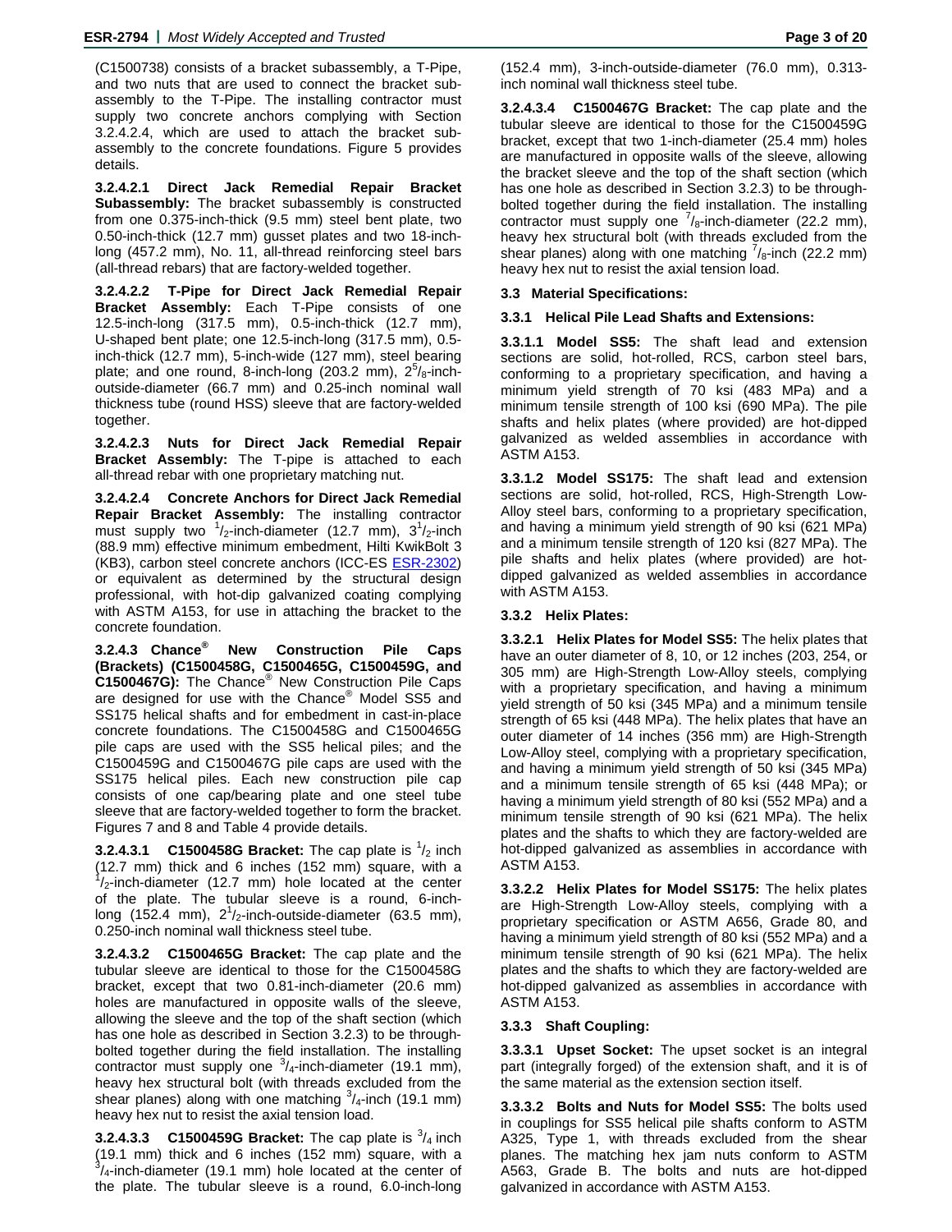(C1500738) consists of a bracket subassembly, a T-Pipe, and two nuts that are used to connect the bracket subassembly to the T-Pipe. The installing contractor must supply two concrete anchors complying with Section 3.2.4.2.4, which are used to attach the bracket subassembly to the concrete foundations. Figure 5 provides details.

**3.2.4.2.1 Direct Jack Remedial Repair Bracket Subassembly:** The bracket subassembly is constructed from one 0.375-inch-thick (9.5 mm) steel bent plate, two 0.50-inch-thick (12.7 mm) gusset plates and two 18-inch-long (457.2 mm), No. 11, all-thread reinforcing steel bars (all-thread rebars) that are factory-welded together.

**3.2.4.2.2 T-Pipe for Direct Jack Remedial Repair Bracket Assembly:** Each T-Pipe consists of one 12.5-inch-long (317.5 mm), 0.5-inch-thick (12.7 mm), U-shaped bent plate; one 12.5-inch-long (317.5 mm), 0.5-inch-thick (12.7 mm), 5-inch-wide (127 mm), steel bearing plate; and one round, 8-inch-long (203.2 mm), $2^5/_8$-inch-outside-diameter (66.7 mm) and 0.25-inch nominal wall thickness tube (round HSS) sleeve that are factory-welded together.

**3.2.4.2.3 Nuts for Direct Jack Remedial Repair Bracket Assembly:** The T-pipe is attached to each all-thread rebar with one proprietary matching nut.

**3.2.4.2.4 Concrete Anchors for Direct Jack Remedial Repair Bracket Assembly:** The installing contractor must supply two $^1/_2$-inch-diameter (12.7 mm), $3^1/_2$-inch (88.9 mm) effective minimum embedment, Hilti KwikBolt 3 (KB3), carbon steel concrete anchors (ICC-ES ESR-2302) or equivalent as determined by the structural design professional, with hot-dip galvanized coating complying with ASTM A153, for use in attaching the bracket to the concrete foundation.

**3.2.4.3 Chance® New Construction Pile Caps (Brackets) (C1500458G, C1500465G, C1500459G, and C1500467G):** The Chance® New Construction Pile Caps are designed for use with the Chance® Model SS5 and SS175 helical shafts and for embedment in cast-in-place concrete foundations. The C1500458G and C1500465G pile caps are used with the SS5 helical piles; and the C1500459G and C1500467G pile caps are used with the SS175 helical piles. Each new construction pile cap consists of one cap/bearing plate and one steel tube sleeve that are factory-welded together to form the bracket. Figures 7 and 8 and Table 4 provide details.

**3.2.4.3.1 C1500458G Bracket:** The cap plate is $^1/_2$ inch (12.7 mm) thick and 6 inches (152 mm) square, with a $^1/_2$-inch-diameter (12.7 mm) hole located at the center of the plate. The tubular sleeve is a round, 6-inch-long (152.4 mm), $2^1/_2$-inch-outside-diameter (63.5 mm), 0.250-inch nominal wall thickness steel tube.

**3.2.4.3.2 C1500465G Bracket:** The cap plate and the tubular sleeve are identical to those for the C1500458G bracket, except that two 0.81-inch-diameter (20.6 mm) holes are manufactured in opposite walls of the sleeve, allowing the sleeve and the top of the shaft section (which has one hole as described in Section 3.2.3) to be through-bolted together during the field installation. The installing contractor must supply one $^3/_4$-inch-diameter (19.1 mm), heavy hex structural bolt (with threads excluded from the shear planes) along with one matching $^3/_4$-inch (19.1 mm) heavy hex nut to resist the axial tension load.

**3.2.4.3.3 C1500459G Bracket:** The cap plate is $^3/_4$ inch (19.1 mm) thick and 6 inches (152 mm) square, with a $^3/_4$-inch-diameter (19.1 mm) hole located at the center of the plate. The tubular sleeve is a round, 6.0-inch-long (152.4 mm), 3-inch-outside-diameter (76.0 mm), 0.313-inch nominal wall thickness steel tube.

**3.2.4.3.4 C1500467G Bracket:** The cap plate and the tubular sleeve are identical to those for the C1500459G bracket, except that two 1-inch-diameter (25.4 mm) holes are manufactured in opposite walls of the sleeve, allowing the bracket sleeve and the top of the shaft section (which has one hole as described in Section 3.2.3) to be through-bolted together during the field installation. The installing contractor must supply one $^7/_8$-inch-diameter (22.2 mm), heavy hex structural bolt (with threads excluded from the shear planes) along with one matching $^7/_8$-inch (22.2 mm) heavy hex nut to resist the axial tension load.

### 3.3 Material Specifications:

#### 3.3.1 Helical Pile Lead Shafts and Extensions:

**3.3.1.1 Model SS5:** The shaft lead and extension sections are solid, hot-rolled, RCS, carbon steel bars, conforming to a proprietary specification, and having a minimum yield strength of 70 ksi (483 MPa) and a minimum tensile strength of 100 ksi (690 MPa). The pile shafts and helix plates (where provided) are hot-dipped galvanized as welded assemblies in accordance with ASTM A153.

**3.3.1.2 Model SS175:** The shaft lead and extension sections are solid, hot-rolled, RCS, High-Strength Low-Alloy steel bars, conforming to a proprietary specification, and having a minimum yield strength of 90 ksi (621 MPa) and a minimum tensile strength of 120 ksi (827 MPa). The pile shafts and helix plates (where provided) are hot-dipped galvanized as welded assemblies in accordance with ASTM A153.

#### 3.3.2 Helix Plates:

**3.3.2.1 Helix Plates for Model SS5:** The helix plates that have an outer diameter of 8, 10, or 12 inches (203, 254, or 305 mm) are High-Strength Low-Alloy steels, complying with a proprietary specification, and having a minimum yield strength of 50 ksi (345 MPa) and a minimum tensile strength of 65 ksi (448 MPa). The helix plates that have an outer diameter of 14 inches (356 mm) are High-Strength Low-Alloy steel, complying with a proprietary specification, and having a minimum yield strength of 50 ksi (345 MPa) and a minimum tensile strength of 65 ksi (448 MPa); or having a minimum yield strength of 80 ksi (552 MPa) and a minimum tensile strength of 90 ksi (621 MPa). The helix plates and the shafts to which they are factory-welded are hot-dipped galvanized as assemblies in accordance with ASTM A153.

**3.3.2.2 Helix Plates for Model SS175:** The helix plates are High-Strength Low-Alloy steels, complying with a proprietary specification or ASTM A656, Grade 80, and having a minimum yield strength of 80 ksi (552 MPa) and a minimum tensile strength of 90 ksi (621 MPa). The helix plates and the shafts to which they are factory-welded are hot-dipped galvanized as assemblies in accordance with ASTM A153.

#### 3.3.3 Shaft Coupling:

**3.3.3.1 Upset Socket:** The upset socket is an integral part (integrally forged) of the extension shaft, and it is of the same material as the extension section itself.

**3.3.3.2 Bolts and Nuts for Model SS5:** The bolts used in couplings for SS5 helical pile shafts conform to ASTM A325, Type 1, with threads excluded from the shear planes. The matching hex jam nuts conform to ASTM A563, Grade B. The bolts and nuts are hot-dipped galvanized in accordance with ASTM A153.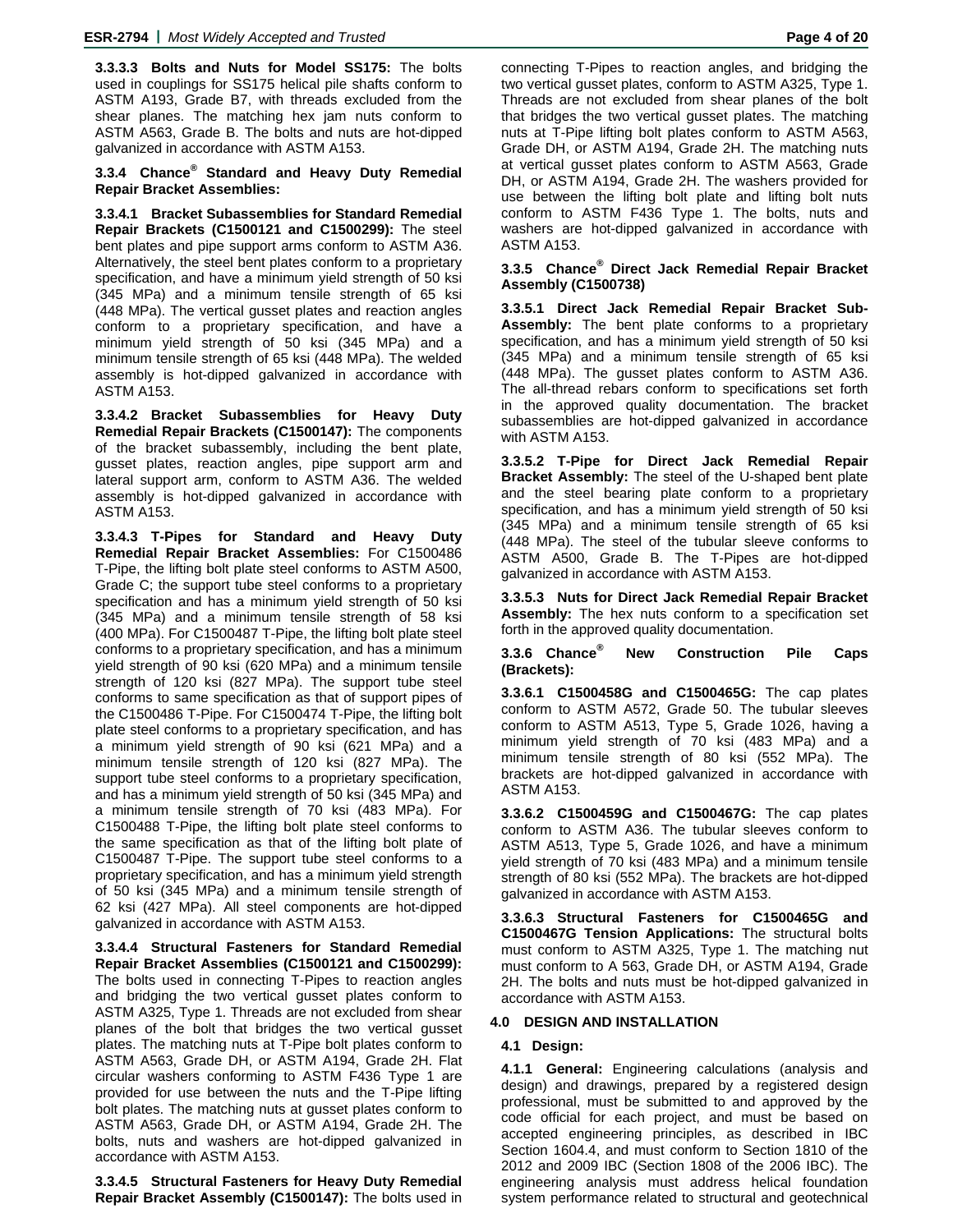**3.3.3.3 Bolts and Nuts for Model SS175:** The bolts used in couplings for SS175 helical pile shafts conform to ASTM A193, Grade B7, with threads excluded from the shear planes. The matching hex jam nuts conform to ASTM A563, Grade B. The bolts and nuts are hot-dipped galvanized in accordance with ASTM A153.

### 3.3.4 Chance® Standard and Heavy Duty Remedial Repair Bracket Assemblies:

**3.3.4.1 Bracket Subassemblies for Standard Remedial Repair Brackets (C1500121 and C1500299):** The steel bent plates and pipe support arms conform to ASTM A36. Alternatively, the steel bent plates conform to a proprietary specification, and have a minimum yield strength of 50 ksi (345 MPa) and a minimum tensile strength of 65 ksi (448 MPa). The vertical gusset plates and reaction angles conform to a proprietary specification, and have a minimum yield strength of 50 ksi (345 MPa) and a minimum tensile strength of 65 ksi (448 MPa). The welded assembly is hot-dipped galvanized in accordance with ASTM A153.

**3.3.4.2 Bracket Subassemblies for Heavy Duty Remedial Repair Brackets (C1500147):** The components of the bracket subassembly, including the bent plate, gusset plates, reaction angles, pipe support arm and lateral support arm, conform to ASTM A36. The welded assembly is hot-dipped galvanized in accordance with ASTM A153.

**3.3.4.3 T-Pipes for Standard and Heavy Duty Remedial Repair Bracket Assemblies:** For C1500486 T-Pipe, the lifting bolt plate steel conforms to ASTM A500, Grade C; the support tube steel conforms to a proprietary specification and has a minimum yield strength of 50 ksi (345 MPa) and a minimum tensile strength of 58 ksi (400 MPa). For C1500487 T-Pipe, the lifting bolt plate steel conforms to a proprietary specification, and has a minimum yield strength of 90 ksi (620 MPa) and a minimum tensile strength of 120 ksi (827 MPa). The support tube steel conforms to same specification as that of support pipes of the C1500486 T-Pipe. For C1500474 T-Pipe, the lifting bolt plate steel conforms to a proprietary specification, and has a minimum yield strength of 90 ksi (621 MPa) and a minimum tensile strength of 120 ksi (827 MPa). The support tube steel conforms to a proprietary specification, and has a minimum yield strength of 50 ksi (345 MPa) and a minimum tensile strength of 70 ksi (483 MPa). For C1500488 T-Pipe, the lifting bolt plate steel conforms to the same specification as that of the lifting bolt plate of C1500487 T-Pipe. The support tube steel conforms to a proprietary specification, and has a minimum yield strength of 50 ksi (345 MPa) and a minimum tensile strength of 62 ksi (427 MPa). All steel components are hot-dipped galvanized in accordance with ASTM A153.

**3.3.4.4 Structural Fasteners for Standard Remedial Repair Bracket Assemblies (C1500121 and C1500299):** The bolts used in connecting T-Pipes to reaction angles and bridging the two vertical gusset plates conform to ASTM A325, Type 1. Threads are not excluded from shear planes of the bolt that bridges the two vertical gusset plates. The matching nuts at T-Pipe bolt plates conform to ASTM A563, Grade DH, or ASTM A194, Grade 2H. Flat circular washers conforming to ASTM F436 Type 1 are provided for use between the nuts and the T-Pipe lifting bolt plates. The matching nuts at gusset plates conform to ASTM A563, Grade DH, or ASTM A194, Grade 2H. The bolts, nuts and washers are hot-dipped galvanized in accordance with ASTM A153.

**3.3.4.5 Structural Fasteners for Heavy Duty Remedial Repair Bracket Assembly (C1500147):** The bolts used in connecting T-Pipes to reaction angles, and bridging the two vertical gusset plates, conform to ASTM A325, Type 1. Threads are not excluded from shear planes of the bolt that bridges the two vertical gusset plates. The matching nuts at T-Pipe lifting bolt plates conform to ASTM A563, Grade DH, or ASTM A194, Grade 2H. The matching nuts at vertical gusset plates conform to ASTM A563, Grade DH, or ASTM A194, Grade 2H. The washers provided for use between the lifting bolt plate and lifting bolt nuts conform to ASTM F436 Type 1. The bolts, nuts and washers are hot-dipped galvanized in accordance with ASTM A153.

### 3.3.5 Chance® Direct Jack Remedial Repair Bracket Assembly (C1500738)

**3.3.5.1 Direct Jack Remedial Repair Bracket Sub-Assembly:** The bent plate conforms to a proprietary specification, and has a minimum yield strength of 50 ksi (345 MPa) and a minimum tensile strength of 65 ksi (448 MPa). The gusset plates conform to ASTM A36. The all-thread rebars conform to specifications set forth in the approved quality documentation. The bracket subassemblies are hot-dipped galvanized in accordance with ASTM A153.

**3.3.5.2 T-Pipe for Direct Jack Remedial Repair Bracket Assembly:** The steel of the U-shaped bent plate and the steel bearing plate conform to a proprietary specification, and has a minimum yield strength of 50 ksi (345 MPa) and a minimum tensile strength of 65 ksi (448 MPa). The steel of the tubular sleeve conforms to ASTM A500, Grade B. The T-Pipes are hot-dipped galvanized in accordance with ASTM A153.

**3.3.5.3 Nuts for Direct Jack Remedial Repair Bracket Assembly:** The hex nuts conform to a specification set forth in the approved quality documentation.

### 3.3.6 Chance® New Construction Pile Caps (Brackets):

**3.3.6.1 C1500458G and C1500465G:** The cap plates conform to ASTM A572, Grade 50. The tubular sleeves conform to ASTM A513, Type 5, Grade 1026, having a minimum yield strength of 70 ksi (483 MPa) and a minimum tensile strength of 80 ksi (552 MPa). The brackets are hot-dipped galvanized in accordance with ASTM A153.

**3.3.6.2 C1500459G and C1500467G:** The cap plates conform to ASTM A36. The tubular sleeves conform to ASTM A513, Type 5, Grade 1026, and have a minimum yield strength of 70 ksi (483 MPa) and a minimum tensile strength of 80 ksi (552 MPa). The brackets are hot-dipped galvanized in accordance with ASTM A153.

**3.3.6.3 Structural Fasteners for C1500465G and C1500467G Tension Applications:** The structural bolts must conform to ASTM A325, Type 1. The matching nut must conform to A 563, Grade DH, or ASTM A194, Grade 2H. The bolts and nuts must be hot-dipped galvanized in accordance with ASTM A153.

## 4.0 DESIGN AND INSTALLATION

### 4.1 Design:

**4.1.1 General:** Engineering calculations (analysis and design) and drawings, prepared by a registered design professional, must be submitted to and approved by the code official for each project, and must be based on accepted engineering principles, as described in IBC Section 1604.4, and must conform to Section 1810 of the 2012 and 2009 IBC (Section 1808 of the 2006 IBC). The engineering analysis must address helical foundation system performance related to structural and geotechnical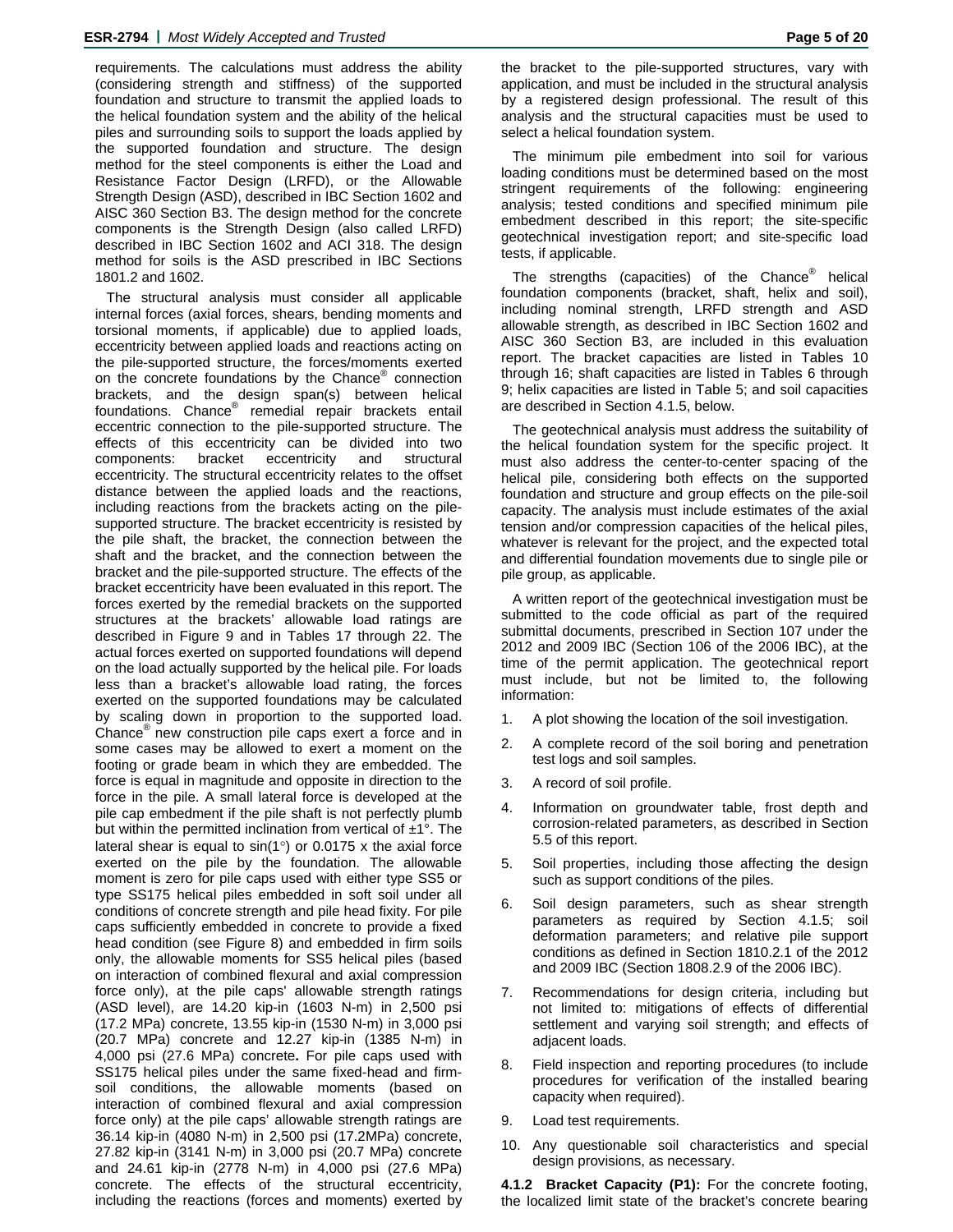requirements. The calculations must address the ability (considering strength and stiffness) of the supported foundation and structure to transmit the applied loads to the helical foundation system and the ability of the helical piles and surrounding soils to support the loads applied by the supported foundation and structure. The design method for the steel components is either the Load and Resistance Factor Design (LRFD), or the Allowable Strength Design (ASD), described in IBC Section 1602 and AISC 360 Section B3. The design method for the concrete components is the Strength Design (also called LRFD) described in IBC Section 1602 and ACI 318. The design method for soils is the ASD prescribed in IBC Sections 1801.2 and 1602.

The structural analysis must consider all applicable internal forces (axial forces, shears, bending moments and torsional moments, if applicable) due to applied loads, eccentricity between applied loads and reactions acting on the pile-supported structure, the forces/moments exerted on the concrete foundations by the Chance® connection brackets, and the design span(s) between helical foundations. Chance® remedial repair brackets entail eccentric connection to the pile-supported structure. The effects of this eccentricity can be divided into two components: bracket eccentricity and structural eccentricity. The structural eccentricity relates to the offset distance between the applied loads and the reactions, including reactions from the brackets acting on the pile-supported structure. The bracket eccentricity is resisted by the pile shaft, the bracket, the connection between the shaft and the bracket, and the connection between the bracket and the pile-supported structure. The effects of the bracket eccentricity have been evaluated in this report. The forces exerted by the remedial brackets on the supported structures at the brackets' allowable load ratings are described in Figure 9 and in Tables 17 through 22. The actual forces exerted on supported foundations will depend on the load actually supported by the helical pile. For loads less than a bracket's allowable load rating, the forces exerted on the supported foundations may be calculated by scaling down in proportion to the supported load. Chance® new construction pile caps exert a force and in some cases may be allowed to exert a moment on the footing or grade beam in which they are embedded. The force is equal in magnitude and opposite in direction to the force in the pile. A small lateral force is developed at the pile cap embedment if the pile shaft is not perfectly plumb but within the permitted inclination from vertical of ±1°. The lateral shear is equal to sin(1°) or 0.0175 x the axial force exerted on the pile by the foundation. The allowable moment is zero for pile caps used with either type SS5 or type SS175 helical piles embedded in soft soil under all conditions of concrete strength and pile head fixity. For pile caps sufficiently embedded in concrete to provide a fixed head condition (see Figure 8) and embedded in firm soils only, the allowable moments for SS5 helical piles (based on interaction of combined flexural and axial compression force only), at the pile caps' allowable strength ratings (ASD level), are 14.20 kip-in (1603 N-m) in 2,500 psi (17.2 MPa) concrete, 13.55 kip-in (1530 N-m) in 3,000 psi (20.7 MPa) concrete and 12.27 kip-in (1385 N-m) in 4,000 psi (27.6 MPa) concrete**.** For pile caps used with SS175 helical piles under the same fixed-head and firm-soil conditions, the allowable moments (based on interaction of combined flexural and axial compression force only) at the pile caps' allowable strength ratings are 36.14 kip-in (4080 N-m) in 2,500 psi (17.2MPa) concrete, 27.82 kip-in (3141 N-m) in 3,000 psi (20.7 MPa) concrete and 24.61 kip-in (2778 N-m) in 4,000 psi (27.6 MPa) concrete. The effects of the structural eccentricity, including the reactions (forces and moments) exerted by the bracket to the pile-supported structures, vary with application, and must be included in the structural analysis by a registered design professional. The result of this analysis and the structural capacities must be used to select a helical foundation system.

The minimum pile embedment into soil for various loading conditions must be determined based on the most stringent requirements of the following: engineering analysis; tested conditions and specified minimum pile embedment described in this report; the site-specific geotechnical investigation report; and site-specific load tests, if applicable.

The strengths (capacities) of the Chance® helical foundation components (bracket, shaft, helix and soil), including nominal strength, LRFD strength and ASD allowable strength, as described in IBC Section 1602 and AISC 360 Section B3, are included in this evaluation report. The bracket capacities are listed in Tables 10 through 16; shaft capacities are listed in Tables 6 through 9; helix capacities are listed in Table 5; and soil capacities are described in Section 4.1.5, below.

The geotechnical analysis must address the suitability of the helical foundation system for the specific project. It must also address the center-to-center spacing of the helical pile, considering both effects on the supported foundation and structure and group effects on the pile-soil capacity. The analysis must include estimates of the axial tension and/or compression capacities of the helical piles, whatever is relevant for the project, and the expected total and differential foundation movements due to single pile or pile group, as applicable.

A written report of the geotechnical investigation must be submitted to the code official as part of the required submittal documents, prescribed in Section 107 under the 2012 and 2009 IBC (Section 106 of the 2006 IBC), at the time of the permit application. The geotechnical report must include, but not be limited to, the following information:

1. A plot showing the location of the soil investigation.
2. A complete record of the soil boring and penetration test logs and soil samples.
3. A record of soil profile.
4. Information on groundwater table, frost depth and corrosion-related parameters, as described in Section 5.5 of this report.
5. Soil properties, including those affecting the design such as support conditions of the piles.
6. Soil design parameters, such as shear strength parameters as required by Section 4.1.5; soil deformation parameters; and relative pile support conditions as defined in Section 1810.2.1 of the 2012 and 2009 IBC (Section 1808.2.9 of the 2006 IBC).
7. Recommendations for design criteria, including but not limited to: mitigations of effects of differential settlement and varying soil strength; and effects of adjacent loads.
8. Field inspection and reporting procedures (to include procedures for verification of the installed bearing capacity when required).
9. Load test requirements.
10. Any questionable soil characteristics and special design provisions, as necessary.

**4.1.2 Bracket Capacity (P1):** For the concrete footing, the localized limit state of the bracket's concrete bearing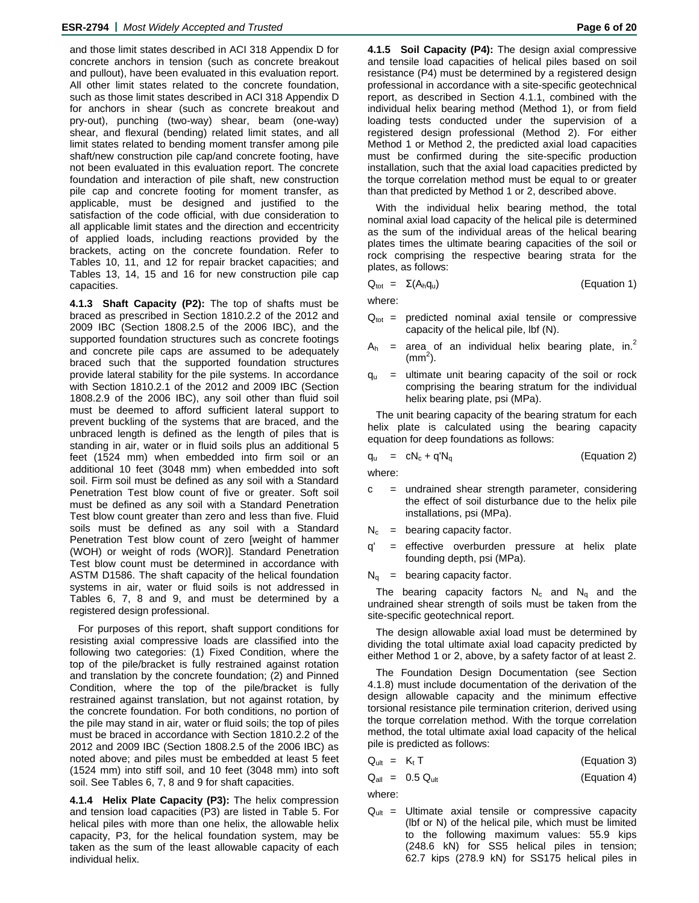and those limit states described in ACI 318 Appendix D for concrete anchors in tension (such as concrete breakout and pullout), have been evaluated in this evaluation report. All other limit states related to the concrete foundation, such as those limit states described in ACI 318 Appendix D for anchors in shear (such as concrete breakout and pry-out), punching (two-way) shear, beam (one-way) shear, and flexural (bending) related limit states, and all limit states related to bending moment transfer among pile shaft/new construction pile cap/and concrete footing, have not been evaluated in this evaluation report. The concrete foundation and interaction of pile shaft, new construction pile cap and concrete footing for moment transfer, as applicable, must be designed and justified to the satisfaction of the code official, with due consideration to all applicable limit states and the direction and eccentricity of applied loads, including reactions provided by the brackets, acting on the concrete foundation. Refer to Tables 10, 11, and 12 for repair bracket capacities; and Tables 13, 14, 15 and 16 for new construction pile cap capacities.

**4.1.3 Shaft Capacity (P2):** The top of shafts must be braced as prescribed in Section 1810.2.2 of the 2012 and 2009 IBC (Section 1808.2.5 of the 2006 IBC), and the supported foundation structures such as concrete footings and concrete pile caps are assumed to be adequately braced such that the supported foundation structures provide lateral stability for the pile systems. In accordance with Section 1810.2.1 of the 2012 and 2009 IBC (Section 1808.2.9 of the 2006 IBC), any soil other than fluid soil must be deemed to afford sufficient lateral support to prevent buckling of the systems that are braced, and the unbraced length is defined as the length of piles that is standing in air, water or in fluid soils plus an additional 5 feet (1524 mm) when embedded into firm soil or an additional 10 feet (3048 mm) when embedded into soft soil. Firm soil must be defined as any soil with a Standard Penetration Test blow count of five or greater. Soft soil must be defined as any soil with a Standard Penetration Test blow count greater than zero and less than five. Fluid soils must be defined as any soil with a Standard Penetration Test blow count of zero [weight of hammer (WOH) or weight of rods (WOR)]. Standard Penetration Test blow count must be determined in accordance with ASTM D1586. The shaft capacity of the helical foundation systems in air, water or fluid soils is not addressed in Tables 6, 7, 8 and 9, and must be determined by a registered design professional.

For purposes of this report, shaft support conditions for resisting axial compressive loads are classified into the following two categories: (1) Fixed Condition, where the top of the pile/bracket is fully restrained against rotation and translation by the concrete foundation; (2) and Pinned Condition, where the top of the pile/bracket is fully restrained against translation, but not against rotation, by the concrete foundation. For both conditions, no portion of the pile may stand in air, water or fluid soils; the top of piles must be braced in accordance with Section 1810.2.2 of the 2012 and 2009 IBC (Section 1808.2.5 of the 2006 IBC) as noted above; and piles must be embedded at least 5 feet (1524 mm) into stiff soil, and 10 feet (3048 mm) into soft soil. See Tables 6, 7, 8 and 9 for shaft capacities.

**4.1.4 Helix Plate Capacity (P3):** The helix compression and tension load capacities (P3) are listed in Table 5. For helical piles with more than one helix, the allowable helix capacity, P3, for the helical foundation system, may be taken as the sum of the least allowable capacity of each individual helix.

**4.1.5 Soil Capacity (P4):** The design axial compressive and tensile load capacities of helical piles based on soil resistance (P4) must be determined by a registered design professional in accordance with a site-specific geotechnical report, as described in Section 4.1.1, combined with the individual helix bearing method (Method 1), or from field loading tests conducted under the supervision of a registered design professional (Method 2). For either Method 1 or Method 2, the predicted axial load capacities must be confirmed during the site-specific production installation, such that the axial load capacities predicted by the torque correlation method must be equal to or greater than that predicted by Method 1 or 2, described above.

With the individual helix bearing method, the total nominal axial load capacity of the helical pile is determined as the sum of the individual areas of the helical bearing plates times the ultimate bearing capacities of the soil or rock comprising the respective bearing strata for the plates, as follows:

$$Q_{tot} = \Sigma(A_h q_u) \quad \text{(Equation 1)}$$

where:

$Q_{tot}$ = predicted nominal axial tensile or compressive capacity of the helical pile, lbf (N).

$A_h$ = area of an individual helix bearing plate, in.$^2$ (mm$^2$).

$q_u$ = ultimate unit bearing capacity of the soil or rock comprising the bearing stratum for the individual helix bearing plate, psi (MPa).

The unit bearing capacity of the bearing stratum for each helix plate is calculated using the bearing capacity equation for deep foundations as follows:

$$q_u = cN_c + q'N_q \quad \text{(Equation 2)}$$

where:

$c$ = undrained shear strength parameter, considering the effect of soil disturbance due to the helix pile installations, psi (MPa).

$N_c$ = bearing capacity factor.

$q'$ = effective overburden pressure at helix plate founding depth, psi (MPa).

$N_q$ = bearing capacity factor.

The bearing capacity factors $N_c$ and $N_q$ and the undrained shear strength of soils must be taken from the site-specific geotechnical report.

The design allowable axial load must be determined by dividing the total ultimate axial load capacity predicted by either Method 1 or 2, above, by a safety factor of at least 2.

The Foundation Design Documentation (see Section 4.1.8) must include documentation of the derivation of the design allowable capacity and the minimum effective torsional resistance pile termination criterion, derived using the torque correlation method. With the torque correlation method, the total ultimate axial load capacity of the helical pile is predicted as follows:

$$Q_{ult} = K_t T \quad \text{(Equation 3)}$$

$$Q_{all} = 0.5\, Q_{ult} \quad \text{(Equation 4)}$$

where:

$Q_{ult}$ = Ultimate axial tensile or compressive capacity (lbf or N) of the helical pile, which must be limited to the following maximum values: 55.9 kips (248.6 kN) for SS5 helical piles in tension; 62.7 kips (278.9 kN) for SS175 helical piles in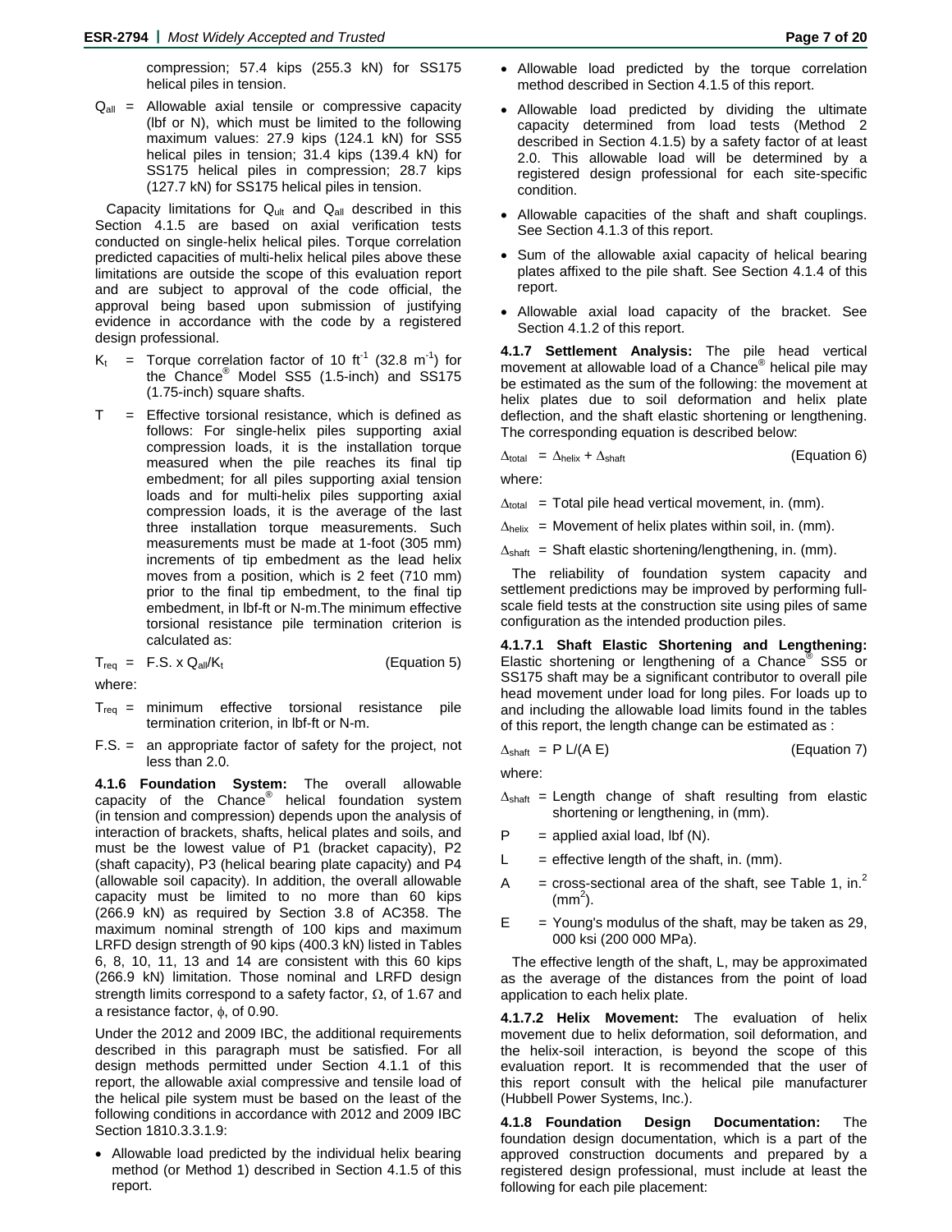compression; 57.4 kips (255.3 kN) for SS175 helical piles in tension.

$Q_{all}$ = Allowable axial tensile or compressive capacity (lbf or N), which must be limited to the following maximum values: 27.9 kips (124.1 kN) for SS5 helical piles in tension; 31.4 kips (139.4 kN) for SS175 helical piles in compression; 28.7 kips (127.7 kN) for SS175 helical piles in tension.

Capacity limitations for $Q_{ult}$ and $Q_{all}$ described in this Section 4.1.5 are based on axial verification tests conducted on single-helix helical piles. Torque correlation predicted capacities of multi-helix helical piles above these limitations are outside the scope of this evaluation report and are subject to approval of the code official, the approval being based upon submission of justifying evidence in accordance with the code by a registered design professional.

$K_t$ = Torque correlation factor of 10 $ft^{-1}$ (32.8 $m^{-1}$) for the Chance® Model SS5 (1.5-inch) and SS175 (1.75-inch) square shafts.

T = Effective torsional resistance, which is defined as follows: For single-helix piles supporting axial compression loads, it is the installation torque measured when the pile reaches its final tip embedment; for all piles supporting axial tension loads and for multi-helix piles supporting axial compression loads, it is the average of the last three installation torque measurements. Such measurements must be made at 1-foot (305 mm) increments of tip embedment as the lead helix moves from a position, which is 2 feet (710 mm) prior to the final tip embedment, to the final tip embedment, in lbf-ft or N-m.The minimum effective torsional resistance pile termination criterion is calculated as:

$$T_{req} = F.S. \times Q_{all}/K_t \quad \text{(Equation 5)}$$

where:

$T_{req}$ = minimum effective torsional resistance pile termination criterion, in lbf-ft or N-m.

F.S. = an appropriate factor of safety for the project, not less than 2.0.

**4.1.6 Foundation System:** The overall allowable capacity of the Chance® helical foundation system (in tension and compression) depends upon the analysis of interaction of brackets, shafts, helical plates and soils, and must be the lowest value of P1 (bracket capacity), P2 (shaft capacity), P3 (helical bearing plate capacity) and P4 (allowable soil capacity). In addition, the overall allowable capacity must be limited to no more than 60 kips (266.9 kN) as required by Section 3.8 of AC358. The maximum nominal strength of 100 kips and maximum LRFD design strength of 90 kips (400.3 kN) listed in Tables 6, 8, 10, 11, 13 and 14 are consistent with this 60 kips (266.9 kN) limitation. Those nominal and LRFD design strength limits correspond to a safety factor, Ω, of 1.67 and a resistance factor, ϕ, of 0.90.

Under the 2012 and 2009 IBC, the additional requirements described in this paragraph must be satisfied. For all design methods permitted under Section 4.1.1 of this report, the allowable axial compressive and tensile load of the helical pile system must be based on the least of the following conditions in accordance with 2012 and 2009 IBC Section 1810.3.3.1.9:

- Allowable load predicted by the individual helix bearing method (or Method 1) described in Section 4.1.5 of this report.
- Allowable load predicted by the torque correlation method described in Section 4.1.5 of this report.
- Allowable load predicted by dividing the ultimate capacity determined from load tests (Method 2 described in Section 4.1.5) by a safety factor of at least 2.0. This allowable load will be determined by a registered design professional for each site-specific condition.
- Allowable capacities of the shaft and shaft couplings. See Section 4.1.3 of this report.
- Sum of the allowable axial capacity of helical bearing plates affixed to the pile shaft. See Section 4.1.4 of this report.
- Allowable axial load capacity of the bracket. See Section 4.1.2 of this report.

**4.1.7 Settlement Analysis:** The pile head vertical movement at allowable load of a Chance® helical pile may be estimated as the sum of the following: the movement at helix plates due to soil deformation and helix plate deflection, and the shaft elastic shortening or lengthening. The corresponding equation is described below:

$$\Delta_{total} = \Delta_{helix} + \Delta_{shaft} \quad \text{(Equation 6)}$$

where:

$\Delta_{total}$ = Total pile head vertical movement, in. (mm).

$\Delta_{helix}$ = Movement of helix plates within soil, in. (mm).

$\Delta_{shaft}$ = Shaft elastic shortening/lengthening, in. (mm).

The reliability of foundation system capacity and settlement predictions may be improved by performing full-scale field tests at the construction site using piles of same configuration as the intended production piles.

**4.1.7.1 Shaft Elastic Shortening and Lengthening:** Elastic shortening or lengthening of a Chance® SS5 or SS175 shaft may be a significant contributor to overall pile head movement under load for long piles. For loads up to and including the allowable load limits found in the tables of this report, the length change can be estimated as :

$$\Delta_{shaft} = P\,L/(A\,E) \quad \text{(Equation 7)}$$

where:

$\Delta_{shaft}$ = Length change of shaft resulting from elastic shortening or lengthening, in (mm).

P = applied axial load, lbf (N).

L = effective length of the shaft, in. (mm).

A = cross-sectional area of the shaft, see Table 1, in.$^2$ (mm$^2$).

E = Young's modulus of the shaft, may be taken as 29, 000 ksi (200 000 MPa).

The effective length of the shaft, L, may be approximated as the average of the distances from the point of load application to each helix plate.

**4.1.7.2 Helix Movement:** The evaluation of helix movement due to helix deformation, soil deformation, and the helix-soil interaction, is beyond the scope of this evaluation report. It is recommended that the user of this report consult with the helical pile manufacturer (Hubbell Power Systems, Inc.).

**4.1.8 Foundation Design Documentation:** The foundation design documentation, which is a part of the approved construction documents and prepared by a registered design professional, must include at least the following for each pile placement: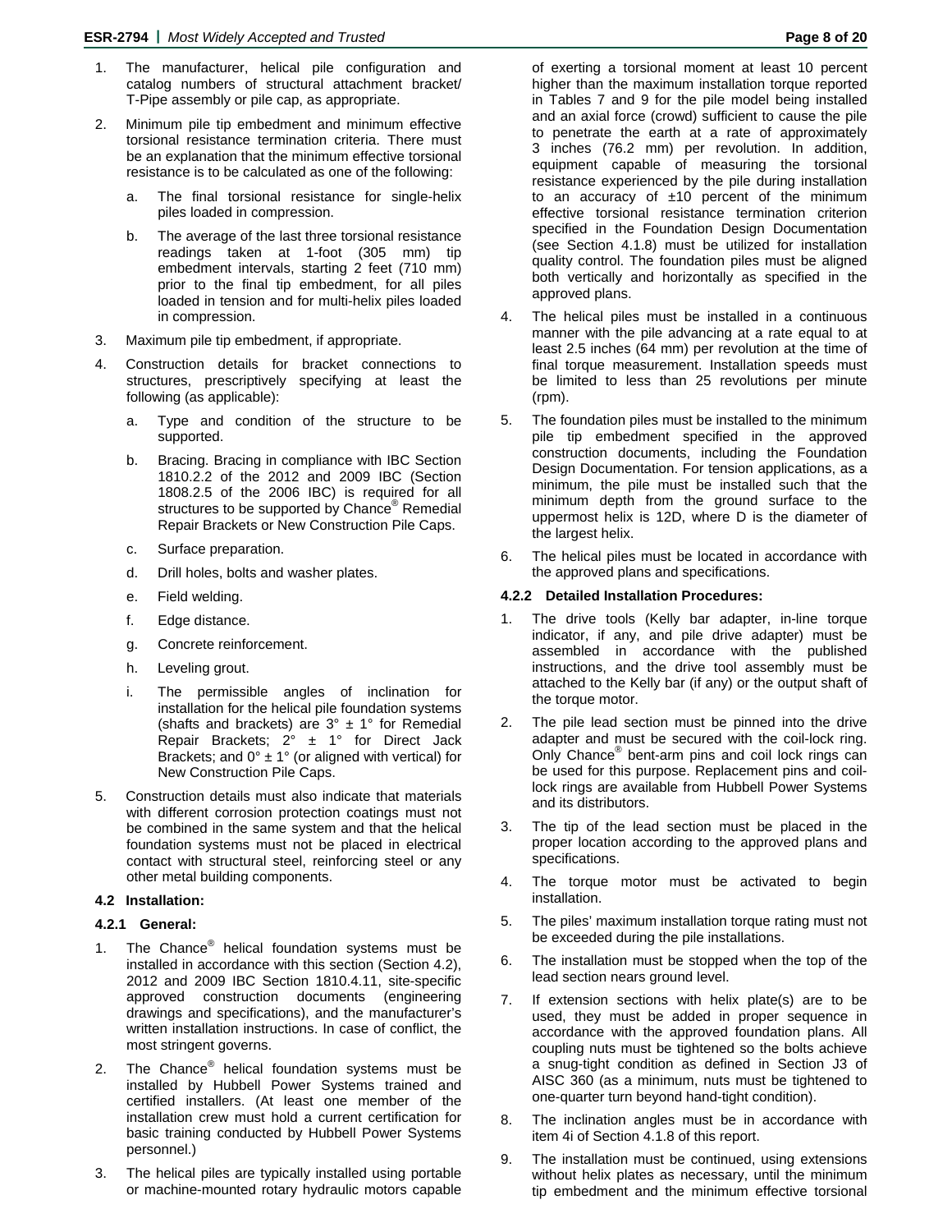1. The manufacturer, helical pile configuration and catalog numbers of structural attachment bracket/ T-Pipe assembly or pile cap, as appropriate.

2. Minimum pile tip embedment and minimum effective torsional resistance termination criteria. There must be an explanation that the minimum effective torsional resistance is to be calculated as one of the following:

   a. The final torsional resistance for single-helix piles loaded in compression.

   b. The average of the last three torsional resistance readings taken at 1-foot (305 mm) tip embedment intervals, starting 2 feet (710 mm) prior to the final tip embedment, for all piles loaded in tension and for multi-helix piles loaded in compression.

3. Maximum pile tip embedment, if appropriate.

4. Construction details for bracket connections to structures, prescriptively specifying at least the following (as applicable):

   a. Type and condition of the structure to be supported.

   b. Bracing. Bracing in compliance with IBC Section 1810.2.2 of the 2012 and 2009 IBC (Section 1808.2.5 of the 2006 IBC) is required for all structures to be supported by Chance® Remedial Repair Brackets or New Construction Pile Caps.

   c. Surface preparation.

   d. Drill holes, bolts and washer plates.

   e. Field welding.

   f. Edge distance.

   g. Concrete reinforcement.

   h. Leveling grout.

   i. The permissible angles of inclination for installation for the helical pile foundation systems (shafts and brackets) are 3° ± 1° for Remedial Repair Brackets; 2° ± 1° for Direct Jack Brackets; and 0° ± 1° (or aligned with vertical) for New Construction Pile Caps.

5. Construction details must also indicate that materials with different corrosion protection coatings must not be combined in the same system and that the helical foundation systems must not be placed in electrical contact with structural steel, reinforcing steel or any other metal building components.

### 4.2 Installation:

#### 4.2.1 General:

1. The Chance® helical foundation systems must be installed in accordance with this section (Section 4.2), 2012 and 2009 IBC Section 1810.4.11, site-specific approved construction documents (engineering drawings and specifications), and the manufacturer's written installation instructions. In case of conflict, the most stringent governs.

2. The Chance® helical foundation systems must be installed by Hubbell Power Systems trained and certified installers. (At least one member of the installation crew must hold a current certification for basic training conducted by Hubbell Power Systems personnel.)

3. The helical piles are typically installed using portable or machine-mounted rotary hydraulic motors capable of exerting a torsional moment at least 10 percent higher than the maximum installation torque reported in Tables 7 and 9 for the pile model being installed and an axial force (crowd) sufficient to cause the pile to penetrate the earth at a rate of approximately 3 inches (76.2 mm) per revolution. In addition, equipment capable of measuring the torsional resistance experienced by the pile during installation to an accuracy of ±10 percent of the minimum effective torsional resistance termination criterion specified in the Foundation Design Documentation (see Section 4.1.8) must be utilized for installation quality control. The foundation piles must be aligned both vertically and horizontally as specified in the approved plans.

4. The helical piles must be installed in a continuous manner with the pile advancing at a rate equal to at least 2.5 inches (64 mm) per revolution at the time of final torque measurement. Installation speeds must be limited to less than 25 revolutions per minute (rpm).

5. The foundation piles must be installed to the minimum pile tip embedment specified in the approved construction documents, including the Foundation Design Documentation. For tension applications, as a minimum, the pile must be installed such that the minimum depth from the ground surface to the uppermost helix is 12D, where D is the diameter of the largest helix.

6. The helical piles must be located in accordance with the approved plans and specifications.

#### 4.2.2 Detailed Installation Procedures:

1. The drive tools (Kelly bar adapter, in-line torque indicator, if any, and pile drive adapter) must be assembled in accordance with the published instructions, and the drive tool assembly must be attached to the Kelly bar (if any) or the output shaft of the torque motor.

2. The pile lead section must be pinned into the drive adapter and must be secured with the coil-lock ring. Only Chance® bent-arm pins and coil lock rings can be used for this purpose. Replacement pins and coil-lock rings are available from Hubbell Power Systems and its distributors.

3. The tip of the lead section must be placed in the proper location according to the approved plans and specifications.

4. The torque motor must be activated to begin installation.

5. The piles' maximum installation torque rating must not be exceeded during the pile installations.

6. The installation must be stopped when the top of the lead section nears ground level.

7. If extension sections with helix plate(s) are to be used, they must be added in proper sequence in accordance with the approved foundation plans. All coupling nuts must be tightened so the bolts achieve a snug-tight condition as defined in Section J3 of AISC 360 (as a minimum, nuts must be tightened to one-quarter turn beyond hand-tight condition).

8. The inclination angles must be in accordance with item 4i of Section 4.1.8 of this report.

9. The installation must be continued, using extensions without helix plates as necessary, until the minimum tip embedment and the minimum effective torsional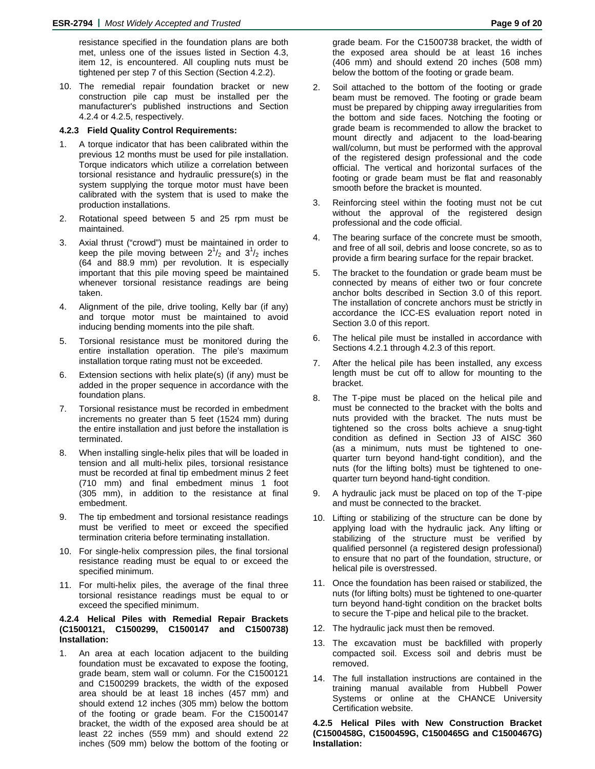resistance specified in the foundation plans are both met, unless one of the issues listed in Section 4.3, item 12, is encountered. All coupling nuts must be tightened per step 7 of this Section (Section 4.2.2).

10. The remedial repair foundation bracket or new construction pile cap must be installed per the manufacturer's published instructions and Section 4.2.4 or 4.2.5, respectively.

#### 4.2.3 Field Quality Control Requirements:

1. A torque indicator that has been calibrated within the previous 12 months must be used for pile installation. Torque indicators which utilize a correlation between torsional resistance and hydraulic pressure(s) in the system supplying the torque motor must have been calibrated with the system that is used to make the production installations.
2. Rotational speed between 5 and 25 rpm must be maintained.
3. Axial thrust ("crowd") must be maintained in order to keep the pile moving between $2^1/_2$ and $3^1/_2$ inches (64 and 88.9 mm) per revolution. It is especially important that this pile moving speed be maintained whenever torsional resistance readings are being taken.
4. Alignment of the pile, drive tooling, Kelly bar (if any) and torque motor must be maintained to avoid inducing bending moments into the pile shaft.
5. Torsional resistance must be monitored during the entire installation operation. The pile's maximum installation torque rating must not be exceeded.
6. Extension sections with helix plate(s) (if any) must be added in the proper sequence in accordance with the foundation plans.
7. Torsional resistance must be recorded in embedment increments no greater than 5 feet (1524 mm) during the entire installation and just before the installation is terminated.
8. When installing single-helix piles that will be loaded in tension and all multi-helix piles, torsional resistance must be recorded at final tip embedment minus 2 feet (710 mm) and final embedment minus 1 foot (305 mm), in addition to the resistance at final embedment.
9. The tip embedment and torsional resistance readings must be verified to meet or exceed the specified termination criteria before terminating installation.
10. For single-helix compression piles, the final torsional resistance reading must be equal to or exceed the specified minimum.
11. For multi-helix piles, the average of the final three torsional resistance readings must be equal to or exceed the specified minimum.

#### 4.2.4 Helical Piles with Remedial Repair Brackets (C1500121, C1500299, C1500147 and C1500738) Installation:

1. An area at each location adjacent to the building foundation must be excavated to expose the footing, grade beam, stem wall or column. For the C1500121 and C1500299 brackets, the width of the exposed area should be at least 18 inches (457 mm) and should extend 12 inches (305 mm) below the bottom of the footing or grade beam. For the C1500147 bracket, the width of the exposed area should be at least 22 inches (559 mm) and should extend 22 inches (509 mm) below the bottom of the footing or grade beam. For the C1500738 bracket, the width of the exposed area should be at least 16 inches (406 mm) and should extend 20 inches (508 mm) below the bottom of the footing or grade beam.
2. Soil attached to the bottom of the footing or grade beam must be removed. The footing or grade beam must be prepared by chipping away irregularities from the bottom and side faces. Notching the footing or grade beam is recommended to allow the bracket to mount directly and adjacent to the load-bearing wall/column, but must be performed with the approval of the registered design professional and the code official. The vertical and horizontal surfaces of the footing or grade beam must be flat and reasonably smooth before the bracket is mounted.
3. Reinforcing steel within the footing must not be cut without the approval of the registered design professional and the code official.
4. The bearing surface of the concrete must be smooth, and free of all soil, debris and loose concrete, so as to provide a firm bearing surface for the repair bracket.
5. The bracket to the foundation or grade beam must be connected by means of either two or four concrete anchor bolts described in Section 3.0 of this report. The installation of concrete anchors must be strictly in accordance the ICC-ES evaluation report noted in Section 3.0 of this report.
6. The helical pile must be installed in accordance with Sections 4.2.1 through 4.2.3 of this report.
7. After the helical pile has been installed, any excess length must be cut off to allow for mounting to the bracket.
8. The T-pipe must be placed on the helical pile and must be connected to the bracket with the bolts and nuts provided with the bracket. The nuts must be tightened so the cross bolts achieve a snug-tight condition as defined in Section J3 of AISC 360 (as a minimum, nuts must be tightened to one-quarter turn beyond hand-tight condition), and the nuts (for the lifting bolts) must be tightened to one-quarter turn beyond hand-tight condition.
9. A hydraulic jack must be placed on top of the T-pipe and must be connected to the bracket.
10. Lifting or stabilizing of the structure can be done by applying load with the hydraulic jack. Any lifting or stabilizing of the structure must be verified by qualified personnel (a registered design professional) to ensure that no part of the foundation, structure, or helical pile is overstressed.
11. Once the foundation has been raised or stabilized, the nuts (for lifting bolts) must be tightened to one-quarter turn beyond hand-tight condition on the bracket bolts to secure the T-pipe and helical pile to the bracket.
12. The hydraulic jack must then be removed.
13. The excavation must be backfilled with properly compacted soil. Excess soil and debris must be removed.
14. The full installation instructions are contained in the training manual available from Hubbell Power Systems or online at the CHANCE University Certification website.

#### 4.2.5 Helical Piles with New Construction Bracket (C1500458G, C1500459G, C1500465G and C1500467G) Installation: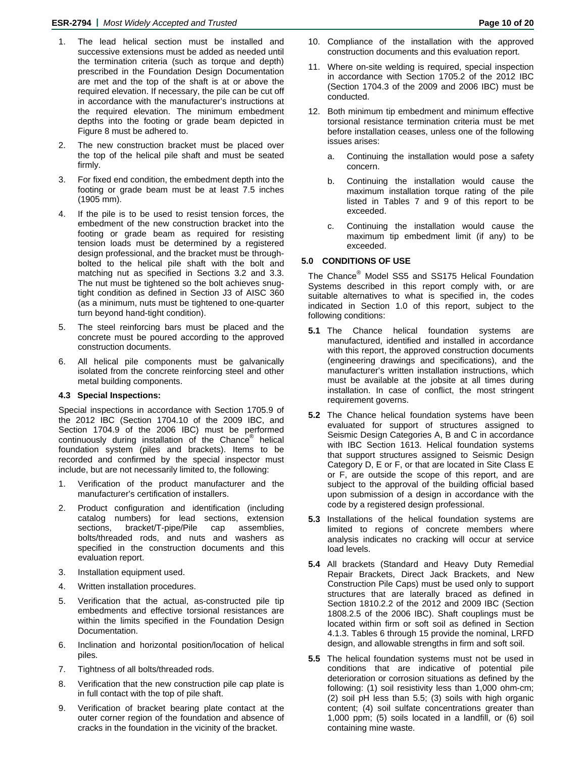1. The lead helical section must be installed and successive extensions must be added as needed until the termination criteria (such as torque and depth) prescribed in the Foundation Design Documentation are met and the top of the shaft is at or above the required elevation. If necessary, the pile can be cut off in accordance with the manufacturer's instructions at the required elevation. The minimum embedment depths into the footing or grade beam depicted in Figure 8 must be adhered to.
2. The new construction bracket must be placed over the top of the helical pile shaft and must be seated firmly.
3. For fixed end condition, the embedment depth into the footing or grade beam must be at least 7.5 inches (1905 mm).
4. If the pile is to be used to resist tension forces, the embedment of the new construction bracket into the footing or grade beam as required for resisting tension loads must be determined by a registered design professional, and the bracket must be through-bolted to the helical pile shaft with the bolt and matching nut as specified in Sections 3.2 and 3.3. The nut must be tightened so the bolt achieves snug-tight condition as defined in Section J3 of AISC 360 (as a minimum, nuts must be tightened to one-quarter turn beyond hand-tight condition).
5. The steel reinforcing bars must be placed and the concrete must be poured according to the approved construction documents.
6. All helical pile components must be galvanically isolated from the concrete reinforcing steel and other metal building components.

### 4.3 Special Inspections:

Special inspections in accordance with Section 1705.9 of the 2012 IBC (Section 1704.10 of the 2009 IBC, and Section 1704.9 of the 2006 IBC) must be performed continuously during installation of the Chance® helical foundation system (piles and brackets). Items to be recorded and confirmed by the special inspector must include, but are not necessarily limited to, the following:

1. Verification of the product manufacturer and the manufacturer's certification of installers.
2. Product configuration and identification (including catalog numbers) for lead sections, extension sections, bracket/T-pipe/Pile cap assemblies, bolts/threaded rods, and nuts and washers as specified in the construction documents and this evaluation report.
3. Installation equipment used.
4. Written installation procedures.
5. Verification that the actual, as-constructed pile tip embedments and effective torsional resistances are within the limits specified in the Foundation Design Documentation.
6. Inclination and horizontal position/location of helical piles.
7. Tightness of all bolts/threaded rods.
8. Verification that the new construction pile cap plate is in full contact with the top of pile shaft.
9. Verification of bracket bearing plate contact at the outer corner region of the foundation and absence of cracks in the foundation in the vicinity of the bracket.
10. Compliance of the installation with the approved construction documents and this evaluation report.
11. Where on-site welding is required, special inspection in accordance with Section 1705.2 of the 2012 IBC (Section 1704.3 of the 2009 and 2006 IBC) must be conducted.
12. Both minimum tip embedment and minimum effective torsional resistance termination criteria must be met before installation ceases, unless one of the following issues arises:
    a. Continuing the installation would pose a safety concern.
    b. Continuing the installation would cause the maximum installation torque rating of the pile listed in Tables 7 and 9 of this report to be exceeded.
    c. Continuing the installation would cause the maximum tip embedment limit (if any) to be exceeded.

## 5.0 CONDITIONS OF USE

The Chance® Model SS5 and SS175 Helical Foundation Systems described in this report comply with, or are suitable alternatives to what is specified in, the codes indicated in Section 1.0 of this report, subject to the following conditions:

**5.1** The Chance helical foundation systems are manufactured, identified and installed in accordance with this report, the approved construction documents (engineering drawings and specifications), and the manufacturer's written installation instructions, which must be available at the jobsite at all times during installation. In case of conflict, the most stringent requirement governs.

**5.2** The Chance helical foundation systems have been evaluated for support of structures assigned to Seismic Design Categories A, B and C in accordance with IBC Section 1613. Helical foundation systems that support structures assigned to Seismic Design Category D, E or F, or that are located in Site Class E or F, are outside the scope of this report, and are subject to the approval of the building official based upon submission of a design in accordance with the code by a registered design professional.

**5.3** Installations of the helical foundation systems are limited to regions of concrete members where analysis indicates no cracking will occur at service load levels.

**5.4** All brackets (Standard and Heavy Duty Remedial Repair Brackets, Direct Jack Brackets, and New Construction Pile Caps) must be used only to support structures that are laterally braced as defined in Section 1810.2.2 of the 2012 and 2009 IBC (Section 1808.2.5 of the 2006 IBC). Shaft couplings must be located within firm or soft soil as defined in Section 4.1.3. Tables 6 through 15 provide the nominal, LRFD design, and allowable strengths in firm and soft soil.

**5.5** The helical foundation systems must not be used in conditions that are indicative of potential pile deterioration or corrosion situations as defined by the following: (1) soil resistivity less than 1,000 ohm-cm; (2) soil pH less than 5.5; (3) soils with high organic content; (4) soil sulfate concentrations greater than 1,000 ppm; (5) soils located in a landfill, or (6) soil containing mine waste.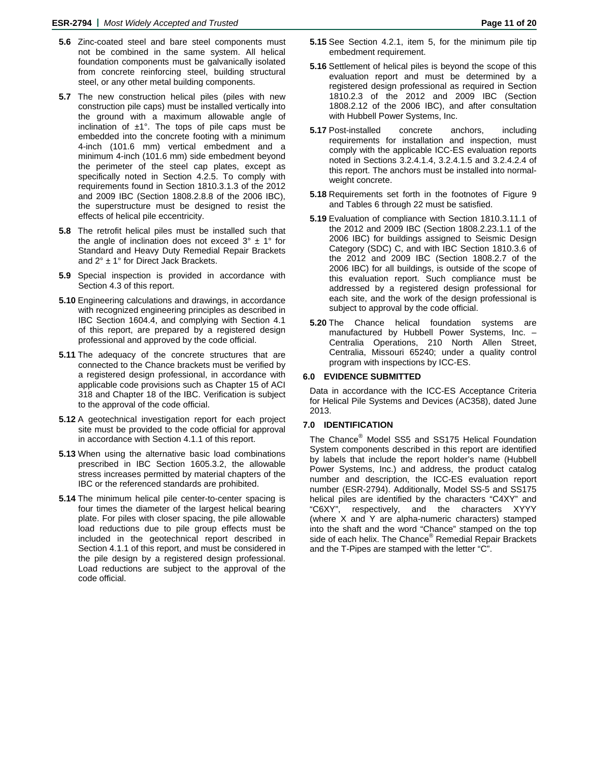**5.6** Zinc-coated steel and bare steel components must not be combined in the same system. All helical foundation components must be galvanically isolated from concrete reinforcing steel, building structural steel, or any other metal building components.

**5.7** The new construction helical piles (piles with new construction pile caps) must be installed vertically into the ground with a maximum allowable angle of inclination of ±1°. The tops of pile caps must be embedded into the concrete footing with a minimum 4-inch (101.6 mm) vertical embedment and a minimum 4-inch (101.6 mm) side embedment beyond the perimeter of the steel cap plates, except as specifically noted in Section 4.2.5. To comply with requirements found in Section 1810.3.1.3 of the 2012 and 2009 IBC (Section 1808.2.8.8 of the 2006 IBC), the superstructure must be designed to resist the effects of helical pile eccentricity.

**5.8** The retrofit helical piles must be installed such that the angle of inclination does not exceed 3° ± 1° for Standard and Heavy Duty Remedial Repair Brackets and 2° ± 1° for Direct Jack Brackets.

**5.9** Special inspection is provided in accordance with Section 4.3 of this report.

**5.10** Engineering calculations and drawings, in accordance with recognized engineering principles as described in IBC Section 1604.4, and complying with Section 4.1 of this report, are prepared by a registered design professional and approved by the code official.

**5.11** The adequacy of the concrete structures that are connected to the Chance brackets must be verified by a registered design professional, in accordance with applicable code provisions such as Chapter 15 of ACI 318 and Chapter 18 of the IBC. Verification is subject to the approval of the code official.

**5.12** A geotechnical investigation report for each project site must be provided to the code official for approval in accordance with Section 4.1.1 of this report.

**5.13** When using the alternative basic load combinations prescribed in IBC Section 1605.3.2, the allowable stress increases permitted by material chapters of the IBC or the referenced standards are prohibited.

**5.14** The minimum helical pile center-to-center spacing is four times the diameter of the largest helical bearing plate. For piles with closer spacing, the pile allowable load reductions due to pile group effects must be included in the geotechnical report described in Section 4.1.1 of this report, and must be considered in the pile design by a registered design professional. Load reductions are subject to the approval of the code official.

**5.15** See Section 4.2.1, item 5, for the minimum pile tip embedment requirement.

**5.16** Settlement of helical piles is beyond the scope of this evaluation report and must be determined by a registered design professional as required in Section 1810.2.3 of the 2012 and 2009 IBC (Section 1808.2.12 of the 2006 IBC), and after consultation with Hubbell Power Systems, Inc.

**5.17** Post-installed concrete anchors, including requirements for installation and inspection, must comply with the applicable ICC-ES evaluation reports noted in Sections 3.2.4.1.4, 3.2.4.1.5 and 3.2.4.2.4 of this report. The anchors must be installed into normal-weight concrete.

**5.18** Requirements set forth in the footnotes of Figure 9 and Tables 6 through 22 must be satisfied.

**5.19** Evaluation of compliance with Section 1810.3.11.1 of the 2012 and 2009 IBC (Section 1808.2.23.1.1 of the 2006 IBC) for buildings assigned to Seismic Design Category (SDC) C, and with IBC Section 1810.3.6 of the 2012 and 2009 IBC (Section 1808.2.7 of the 2006 IBC) for all buildings, is outside of the scope of this evaluation report. Such compliance must be addressed by a registered design professional for each site, and the work of the design professional is subject to approval by the code official.

**5.20** The Chance helical foundation systems are manufactured by Hubbell Power Systems, Inc. – Centralia Operations, 210 North Allen Street, Centralia, Missouri 65240; under a quality control program with inspections by ICC-ES.

## 6.0 EVIDENCE SUBMITTED

Data in accordance with the ICC-ES Acceptance Criteria for Helical Pile Systems and Devices (AC358), dated June 2013.

## 7.0 IDENTIFICATION

The Chance® Model SS5 and SS175 Helical Foundation System components described in this report are identified by labels that include the report holder's name (Hubbell Power Systems, Inc.) and address, the product catalog number and description, the ICC-ES evaluation report number (ESR-2794). Additionally, Model SS-5 and SS175 helical piles are identified by the characters "C4XY" and "C6XY", respectively, and the characters XYYY (where X and Y are alpha-numeric characters) stamped into the shaft and the word "Chance" stamped on the top side of each helix. The Chance® Remedial Repair Brackets and the T-Pipes are stamped with the letter "C".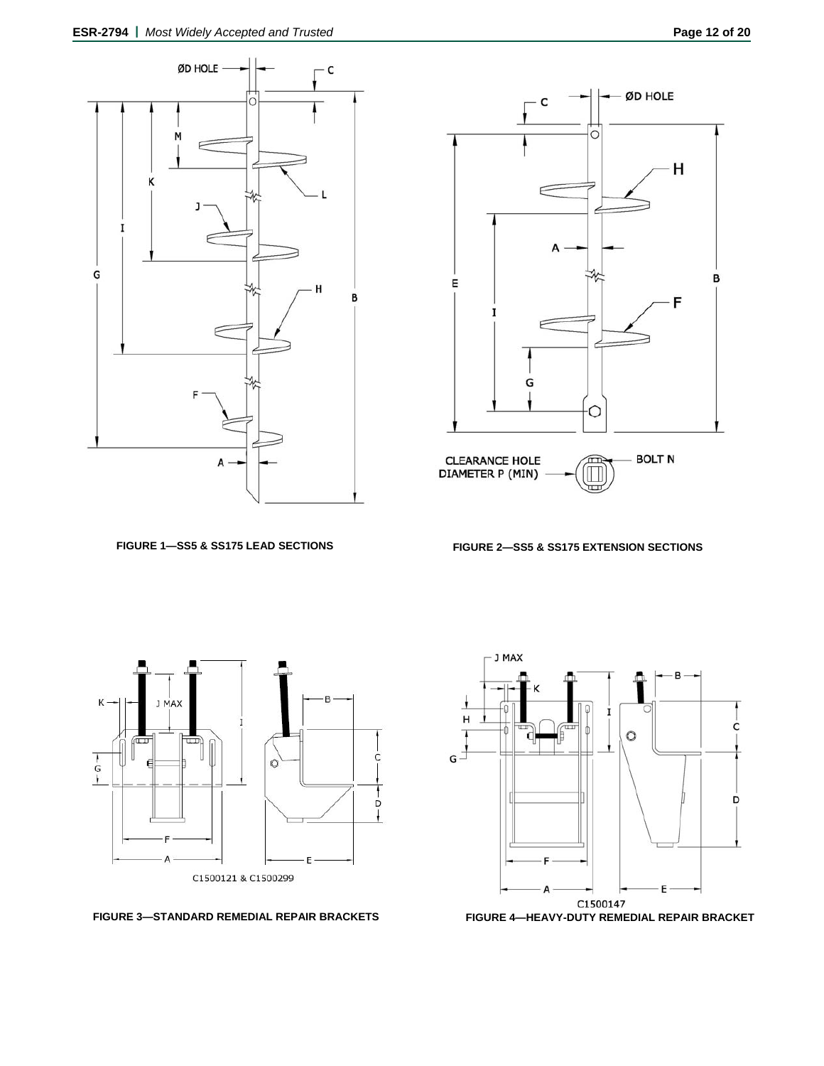FIGURE 1—SS5 & SS175 LEAD SECTIONS

FIGURE 2—SS5 & SS175 EXTENSION SECTIONS

C1500121 & C1500299

FIGURE 3—STANDARD REMEDIAL REPAIR BRACKETS

C1500147

FIGURE 4—HEAVY-DUTY REMEDIAL REPAIR BRACKET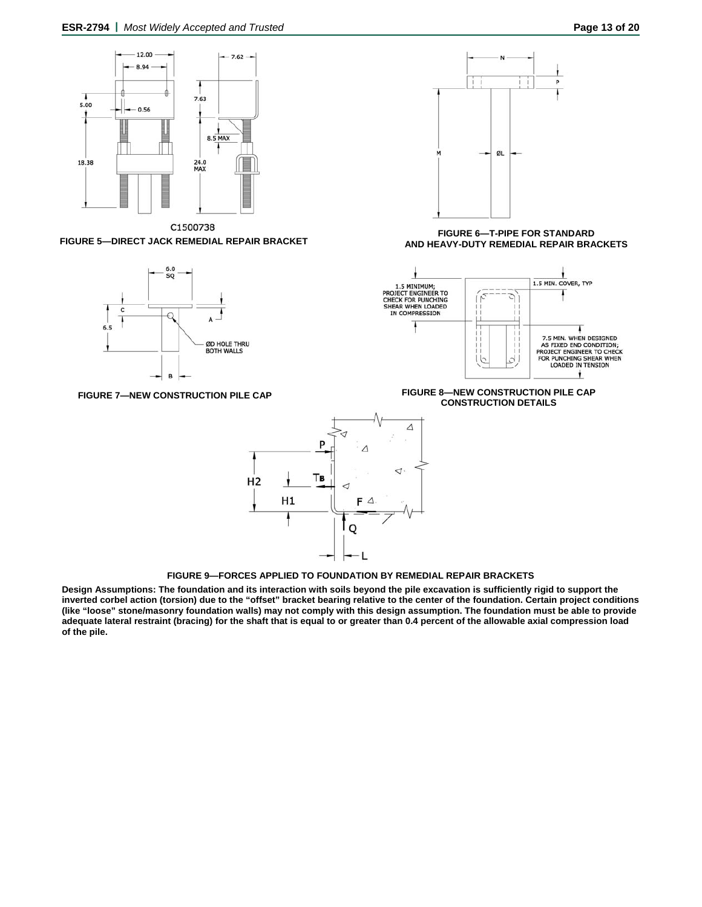C1500738

**FIGURE 5—DIRECT JACK REMEDIAL REPAIR BRACKET**

**FIGURE 6—T-PIPE FOR STANDARD AND HEAVY-DUTY REMEDIAL REPAIR BRACKETS**

**FIGURE 7—NEW CONSTRUCTION PILE CAP**

1.5 MINIMUM; PROJECT ENGINEER TO CHECK FOR PUNCHING SHEAR WHEN LOADED IN COMPRESSION

1.5 MIN. COVER, TYP

7.5 MIN. WHEN DESIGNED AS FIXED END CONDITION; PROJECT ENGINEER TO CHECK FOR PUNCHING SHEAR WHEN LOADED IN TENSION

**FIGURE 8—NEW CONSTRUCTION PILE CAP CONSTRUCTION DETAILS**

**FIGURE 9—FORCES APPLIED TO FOUNDATION BY REMEDIAL REPAIR BRACKETS**

**Design Assumptions: The foundation and its interaction with soils beyond the pile excavation is sufficiently rigid to support the inverted corbel action (torsion) due to the "offset" bracket bearing relative to the center of the foundation. Certain project conditions (like "loose" stone/masonry foundation walls) may not comply with this design assumption. The foundation must be able to provide adequate lateral restraint (bracing) for the shaft that is equal to or greater than 0.4 percent of the allowable axial compression load of the pile.**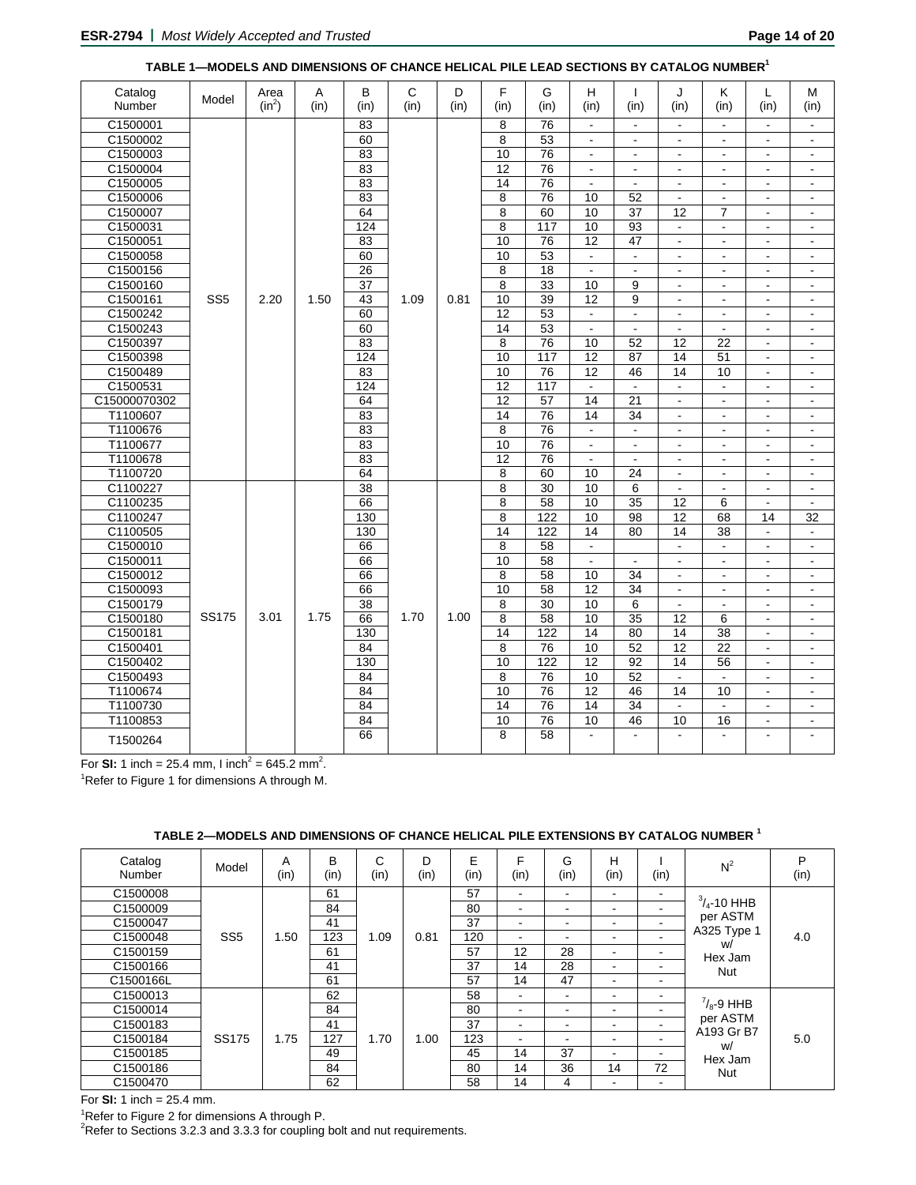**TABLE 1—MODELS AND DIMENSIONS OF CHANCE HELICAL PILE LEAD SECTIONS BY CATALOG NUMBER[1]**

| Catalog Number | Model | Area ($in^2$) | A (in) | B (in) | C (in) | D (in) | F (in) | G (in) | H (in) | I (in) | J (in) | K (in) | L (in) | M (in) |
|---|---|---|---|---|---|---|---|---|---|---|---|---|---|---|
| C1500001 | SS5 | 2.20 | 1.50 | 83 | 1.09 | 0.81 | 8 | 76 | - | - | - | - | - | - |
| C1500002 | | | | 60 | | | 8 | 53 | - | - | - | - | - | - |
| C1500003 | | | | 83 | | | 10 | 76 | - | - | - | - | - | - |
| C1500004 | | | | 83 | | | 12 | 76 | - | - | - | - | - | - |
| C1500005 | | | | 83 | | | 14 | 76 | - | - | - | - | - | - |
| C1500006 | | | | 83 | | | 8 | 76 | 10 | 52 | - | - | - | - |
| C1500007 | | | | 64 | | | 8 | 60 | 10 | 37 | 12 | 7 | - | - |
| C1500031 | | | | 124 | | | 8 | 117 | 10 | 93 | - | - | - | - |
| C1500051 | | | | 83 | | | 10 | 76 | 12 | 47 | - | - | - | - |
| C1500058 | | | | 60 | | | 10 | 53 | - | - | - | - | - | - |
| C1500156 | | | | 26 | | | 8 | 18 | - | - | - | - | - | - |
| C1500160 | | | | 37 | | | 8 | 33 | 10 | 9 | - | - | - | - |
| C1500161 | | | | 43 | | | 10 | 39 | 12 | 9 | - | - | - | - |
| C1500242 | | | | 60 | | | 12 | 53 | - | - | - | - | - | - |
| C1500243 | | | | 60 | | | 14 | 53 | - | - | - | - | - | - |
| C1500397 | | | | 83 | | | 8 | 76 | 10 | 52 | 12 | 22 | - | - |
| C1500398 | | | | 124 | | | 10 | 117 | 12 | 87 | 14 | 51 | - | - |
| C1500489 | | | | 83 | | | 10 | 76 | 12 | 46 | 14 | 10 | - | - |
| C1500531 | | | | 124 | | | 12 | 117 | - | - | - | - | - | - |
| C15000070302 | | | | 64 | | | 12 | 57 | 14 | 21 | - | - | - | - |
| T1100607 | | | | 83 | | | 14 | 76 | 14 | 34 | - | - | - | - |
| T1100676 | | | | 83 | | | 8 | 76 | - | - | - | - | - | - |
| T1100677 | | | | 83 | | | 10 | 76 | - | - | - | - | - | - |
| T1100678 | | | | 83 | | | 12 | 76 | - | - | - | - | - | - |
| T1100720 | | | | 64 | | | 8 | 60 | 10 | 24 | - | - | - | - |
| C1100227 | SS175 | 3.01 | 1.75 | 38 | 1.70 | 1.00 | 8 | 30 | 10 | 6 | - | - | - | - |
| C1100235 | | | | 66 | | | 8 | 58 | 10 | 35 | 12 | 6 | - | - |
| C1100247 | | | | 130 | | | 8 | 122 | 10 | 98 | 12 | 68 | 14 | 32 |
| C1100505 | | | | 130 | | | 14 | 122 | 14 | 80 | 14 | 38 | - | - |
| C1500010 | | | | 66 | | | 8 | 58 | - | | - | - | - | - |
| C1500011 | | | | 66 | | | 10 | 58 | - | - | - | - | - | - |
| C1500012 | | | | 66 | | | 8 | 58 | 10 | 34 | - | - | - | - |
| C1500093 | | | | 66 | | | 10 | 58 | 12 | 34 | - | - | - | - |
| C1500179 | | | | 38 | | | 8 | 30 | 10 | 6 | - | - | - | - |
| C1500180 | | | | 66 | | | 8 | 58 | 10 | 35 | 12 | 6 | - | - |
| C1500181 | | | | 130 | | | 14 | 122 | 14 | 80 | 14 | 38 | - | - |
| C1500401 | | | | 84 | | | 8 | 76 | 10 | 52 | 12 | 22 | - | - |
| C1500402 | | | | 130 | | | 10 | 122 | 12 | 92 | 14 | 56 | - | - |
| C1500493 | | | | 84 | | | 8 | 76 | 10 | 52 | - | - | - | - |
| T1100674 | | | | 84 | | | 10 | 76 | 12 | 46 | 14 | 10 | - | - |
| T1100730 | | | | 84 | | | 14 | 76 | 14 | 34 | - | - | - | - |
| T1100853 | | | | 84 | | | 10 | 76 | 10 | 46 | 10 | 16 | - | - |
| T1500264 | | | | 66 | | | 8 | 58 | - | - | - | - | - | - |

For **SI:** 1 inch = 25.4 mm, I inch$^2$ = 645.2 mm$^2$.

[1]Refer to Figure 1 for dimensions A through M.

**TABLE 2—MODELS AND DIMENSIONS OF CHANCE HELICAL PILE EXTENSIONS BY CATALOG NUMBER [1]**

| Catalog Number | Model | A (in) | B (in) | C (in) | D (in) | E (in) | F (in) | G (in) | H (in) | I (in) | N[2] | P (in) |
|---|---|---|---|---|---|---|---|---|---|---|---|---|
| C1500008 | SS5 | 1.50 | 61 | 1.09 | 0.81 | 57 | - | - | - | - | $^3/_4$-10 HHB per ASTM A325 Type 1 w/ Hex Jam Nut | 4.0 |
| C1500009 | | | 84 | | | 80 | - | - | - | - | | |
| C1500047 | | | 41 | | | 37 | - | - | - | - | | |
| C1500048 | | | 123 | | | 120 | - | - | - | - | | |
| C1500159 | | | 61 | | | 57 | 12 | 28 | - | - | | |
| C1500166 | | | 41 | | | 37 | 14 | 28 | - | - | | |
| C1500166L | | | 61 | | | 57 | 14 | 47 | - | - | | |
| C1500013 | SS175 | 1.75 | 62 | 1.70 | 1.00 | 58 | - | - | - | - | $^7/_8$-9 HHB per ASTM A193 Gr B7 w/ Hex Jam Nut | 5.0 |
| C1500014 | | | 84 | | | 80 | - | - | - | - | | |
| C1500183 | | | 41 | | | 37 | - | - | - | - | | |
| C1500184 | | | 127 | | | 123 | - | - | - | - | | |
| C1500185 | | | 49 | | | 45 | 14 | 37 | - | - | | |
| C1500186 | | | 84 | | | 80 | 14 | 36 | 14 | 72 | | |
| C1500470 | | | 62 | | | 58 | 14 | 4 | - | - | | |

For **SI:** 1 inch = 25.4 mm.

[1]Refer to Figure 2 for dimensions A through P.

[2]Refer to Sections 3.2.3 and 3.3.3 for coupling bolt and nut requirements.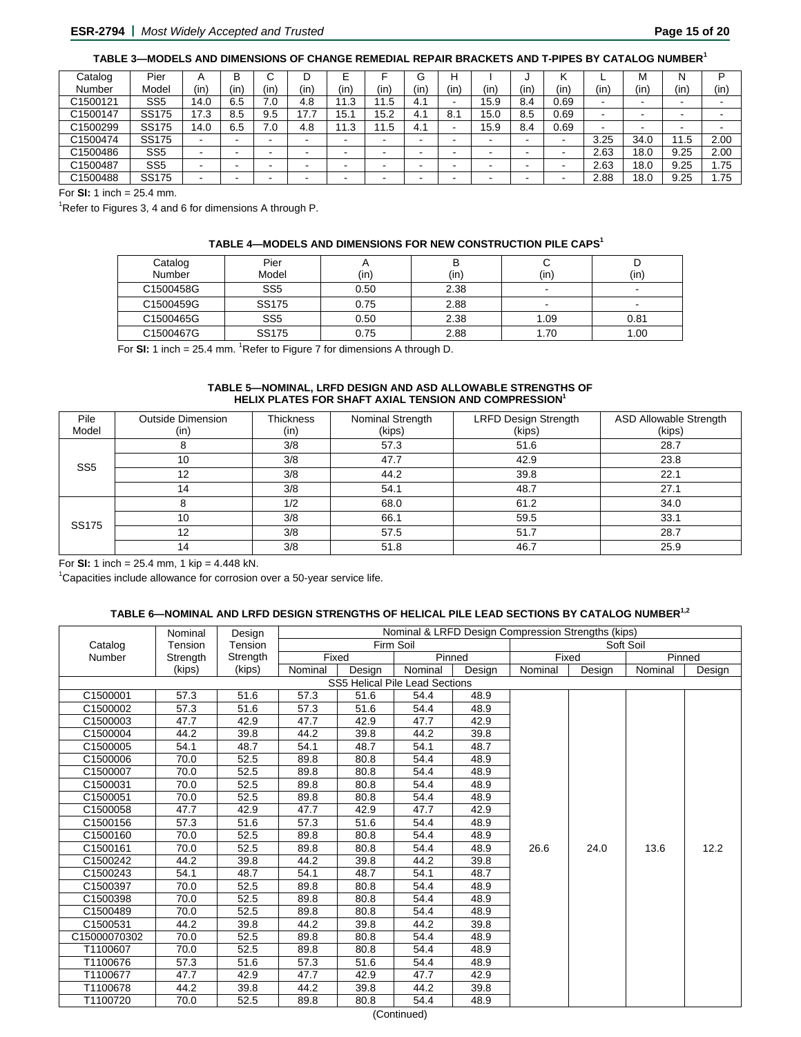**TABLE 3—MODELS AND DIMENSIONS OF CHANGE REMEDIAL REPAIR BRACKETS AND T-PIPES BY CATALOG NUMBER**[1]

| Catalog Number | Pier Model | A (in) | B (in) | C (in) | D (in) | E (in) | F (in) | G (in) | H (in) | I (in) | J (in) | K (in) | L (in) | M (in) | N (in) | P (in) |
|---|---|---|---|---|---|---|---|---|---|---|---|---|---|---|---|---|
| C1500121 | SS5 | 14.0 | 6.5 | 7.0 | 4.8 | 11.3 | 11.5 | 4.1 | - | 15.9 | 8.4 | 0.69 | - | - | - | - |
| C1500147 | SS175 | 17.3 | 8.5 | 9.5 | 17.7 | 15.1 | 15.2 | 4.1 | 8.1 | 15.0 | 8.5 | 0.69 | - | - | - | - |
| C1500299 | SS175 | 14.0 | 6.5 | 7.0 | 4.8 | 11.3 | 11.5 | 4.1 | - | 15.9 | 8.4 | 0.69 | - | - | - | - |
| C1500474 | SS175 | - | - | - | - | - | - | - | - | - | - | - | 3.25 | 34.0 | 11.5 | 2.00 |
| C1500486 | SS5 | - | - | - | - | - | - | - | - | - | - | - | 2.63 | 18.0 | 9.25 | 2.00 |
| C1500487 | SS5 | - | - | - | - | - | - | - | - | - | - | - | 2.63 | 18.0 | 9.25 | 1.75 |
| C1500488 | SS175 | - | - | - | - | - | - | - | - | - | - | - | 2.88 | 18.0 | 9.25 | 1.75 |

For **SI:** 1 inch = 25.4 mm.

[1]Refer to Figures 3, 4 and 6 for dimensions A through P.

**TABLE 4—MODELS AND DIMENSIONS FOR NEW CONSTRUCTION PILE CAPS**[1]

| Catalog Number | Pier Model | A (in) | B (in) | C (in) | D (in) |
|---|---|---|---|---|---|
| C1500458G | SS5 | 0.50 | 2.38 | - | - |
| C1500459G | SS175 | 0.75 | 2.88 | - | - |
| C1500465G | SS5 | 0.50 | 2.38 | 1.09 | 0.81 |
| C1500467G | SS175 | 0.75 | 2.88 | 1.70 | 1.00 |

For **SI:** 1 inch = 25.4 mm. [1]Refer to Figure 7 for dimensions A through D.

**TABLE 5—NOMINAL, LRFD DESIGN AND ASD ALLOWABLE STRENGTHS OF HELIX PLATES FOR SHAFT AXIAL TENSION AND COMPRESSION**[1]

| Pile Model | Outside Dimension (in) | Thickness (in) | Nominal Strength (kips) | LRFD Design Strength (kips) | ASD Allowable Strength (kips) |
|---|---|---|---|---|---|
| SS5 | 8 | 3/8 | 57.3 | 51.6 | 28.7 |
| | 10 | 3/8 | 47.7 | 42.9 | 23.8 |
| | 12 | 3/8 | 44.2 | 39.8 | 22.1 |
| | 14 | 3/8 | 54.1 | 48.7 | 27.1 |
| SS175 | 8 | 1/2 | 68.0 | 61.2 | 34.0 |
| | 10 | 3/8 | 66.1 | 59.5 | 33.1 |
| | 12 | 3/8 | 57.5 | 51.7 | 28.7 |
| | 14 | 3/8 | 51.8 | 46.7 | 25.9 |

For **SI:** 1 inch = 25.4 mm, 1 kip = 4.448 kN.

[1]Capacities include allowance for corrosion over a 50-year service life.

**TABLE 6—NOMINAL AND LRFD DESIGN STRENGTHS OF HELICAL PILE LEAD SECTIONS BY CATALOG NUMBER**[1,2]

| Catalog Number | Nominal Tension Strength (kips) | Design Tension Strength (kips) | Nominal & LRFD Design Compression Strengths (kips) | | | | | | | |
|---|---|---|---|---|---|---|---|---|---|---|
| | | | Firm Soil | | | | Soft Soil | | | |
| | | | Fixed | | Pinned | | Fixed | | Pinned | |
| | | | Nominal | Design | Nominal | Design | Nominal | Design | Nominal | Design |
| SS5 Helical Pile Lead Sections | | | | | | | | | | |
| C1500001 | 57.3 | 51.6 | 57.3 | 51.6 | 54.4 | 48.9 | 26.6 | 24.0 | 13.6 | 12.2 |
| C1500002 | 57.3 | 51.6 | 57.3 | 51.6 | 54.4 | 48.9 | | | | |
| C1500003 | 47.7 | 42.9 | 47.7 | 42.9 | 47.7 | 42.9 | | | | |
| C1500004 | 44.2 | 39.8 | 44.2 | 39.8 | 44.2 | 39.8 | | | | |
| C1500005 | 54.1 | 48.7 | 54.1 | 48.7 | 54.1 | 48.7 | | | | |
| C1500006 | 70.0 | 52.5 | 89.8 | 80.8 | 54.4 | 48.9 | | | | |
| C1500007 | 70.0 | 52.5 | 89.8 | 80.8 | 54.4 | 48.9 | | | | |
| C1500031 | 70.0 | 52.5 | 89.8 | 80.8 | 54.4 | 48.9 | | | | |
| C1500051 | 70.0 | 52.5 | 89.8 | 80.8 | 54.4 | 48.9 | | | | |
| C1500058 | 47.7 | 42.9 | 47.7 | 42.9 | 47.7 | 42.9 | | | | |
| C1500156 | 57.3 | 51.6 | 57.3 | 51.6 | 54.4 | 48.9 | | | | |
| C1500160 | 70.0 | 52.5 | 89.8 | 80.8 | 54.4 | 48.9 | | | | |
| C1500161 | 70.0 | 52.5 | 89.8 | 80.8 | 54.4 | 48.9 | | | | |
| C1500242 | 44.2 | 39.8 | 44.2 | 39.8 | 44.2 | 39.8 | | | | |
| C1500243 | 54.1 | 48.7 | 54.1 | 48.7 | 54.1 | 48.7 | | | | |
| C1500397 | 70.0 | 52.5 | 89.8 | 80.8 | 54.4 | 48.9 | | | | |
| C1500398 | 70.0 | 52.5 | 89.8 | 80.8 | 54.4 | 48.9 | | | | |
| C1500489 | 70.0 | 52.5 | 89.8 | 80.8 | 54.4 | 48.9 | | | | |
| C1500531 | 44.2 | 39.8 | 44.2 | 39.8 | 44.2 | 39.8 | | | | |
| C15000070302 | 70.0 | 52.5 | 89.8 | 80.8 | 54.4 | 48.9 | | | | |
| T1100607 | 70.0 | 52.5 | 89.8 | 80.8 | 54.4 | 48.9 | | | | |
| T1100676 | 57.3 | 51.6 | 57.3 | 51.6 | 54.4 | 48.9 | | | | |
| T1100677 | 47.7 | 42.9 | 47.7 | 42.9 | 47.7 | 42.9 | | | | |
| T1100678 | 44.2 | 39.8 | 44.2 | 39.8 | 44.2 | 39.8 | | | | |
| T1100720 | 70.0 | 52.5 | 89.8 | 80.8 | 54.4 | 48.9 | | | | |

(Continued)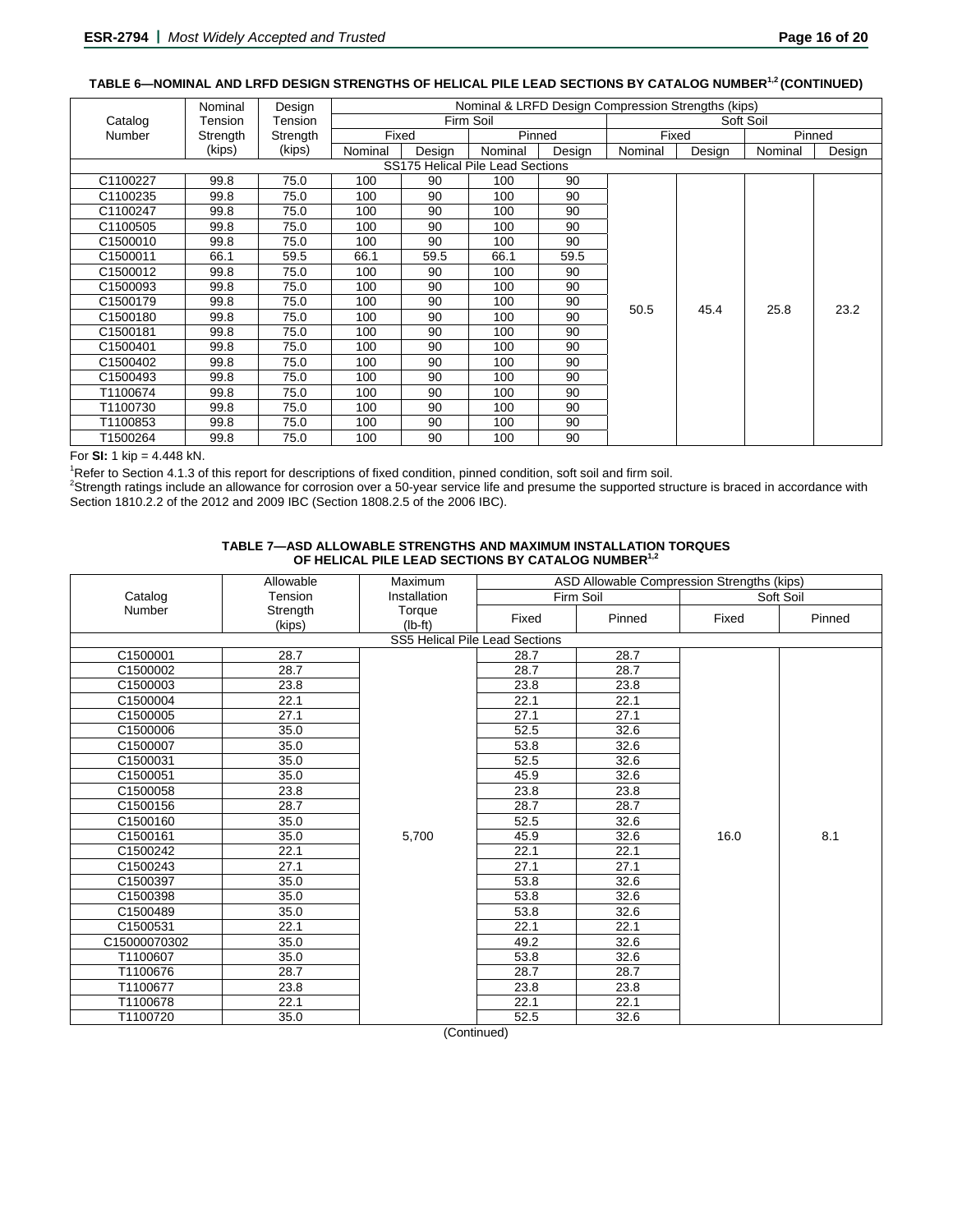**TABLE 6—NOMINAL AND LRFD DESIGN STRENGTHS OF HELICAL PILE LEAD SECTIONS BY CATALOG NUMBER[1,2] (CONTINUED)**

| Catalog Number | Nominal Tension Strength (kips) | Design Tension Strength (kips) | Nominal & LRFD Design Compression Strengths (kips) | | | | | | | |
|---|---|---|---|---|---|---|---|---|---|---|
| | | | Firm Soil | | | | Soft Soil | | | |
| | | | Fixed | | Pinned | | Fixed | | Pinned | |
| | | | Nominal | Design | Nominal | Design | Nominal | Design | Nominal | Design |
| SS175 Helical Pile Lead Sections | | | | | | | | | | |
| C1100227 | 99.8 | 75.0 | 100 | 90 | 100 | 90 | 50.5 | 45.4 | 25.8 | 23.2 |
| C1100235 | 99.8 | 75.0 | 100 | 90 | 100 | 90 | | | | |
| C1100247 | 99.8 | 75.0 | 100 | 90 | 100 | 90 | | | | |
| C1100505 | 99.8 | 75.0 | 100 | 90 | 100 | 90 | | | | |
| C1500010 | 99.8 | 75.0 | 100 | 90 | 100 | 90 | | | | |
| C1500011 | 66.1 | 59.5 | 66.1 | 59.5 | 66.1 | 59.5 | | | | |
| C1500012 | 99.8 | 75.0 | 100 | 90 | 100 | 90 | | | | |
| C1500093 | 99.8 | 75.0 | 100 | 90 | 100 | 90 | | | | |
| C1500179 | 99.8 | 75.0 | 100 | 90 | 100 | 90 | | | | |
| C1500180 | 99.8 | 75.0 | 100 | 90 | 100 | 90 | | | | |
| C1500181 | 99.8 | 75.0 | 100 | 90 | 100 | 90 | | | | |
| C1500401 | 99.8 | 75.0 | 100 | 90 | 100 | 90 | | | | |
| C1500402 | 99.8 | 75.0 | 100 | 90 | 100 | 90 | | | | |
| C1500493 | 99.8 | 75.0 | 100 | 90 | 100 | 90 | | | | |
| T1100674 | 99.8 | 75.0 | 100 | 90 | 100 | 90 | | | | |
| T1100730 | 99.8 | 75.0 | 100 | 90 | 100 | 90 | | | | |
| T1100853 | 99.8 | 75.0 | 100 | 90 | 100 | 90 | | | | |
| T1500264 | 99.8 | 75.0 | 100 | 90 | 100 | 90 | | | | |

For **SI:** 1 kip = 4.448 kN.

[1]Refer to Section 4.1.3 of this report for descriptions of fixed condition, pinned condition, soft soil and firm soil.
[2]Strength ratings include an allowance for corrosion over a 50-year service life and presume the supported structure is braced in accordance with Section 1810.2.2 of the 2012 and 2009 IBC (Section 1808.2.5 of the 2006 IBC).

**TABLE 7—ASD ALLOWABLE STRENGTHS AND MAXIMUM INSTALLATION TORQUES OF HELICAL PILE LEAD SECTIONS BY CATALOG NUMBER[1,2]**

| Catalog Number | Allowable Tension Strength (kips) | Maximum Installation Torque (lb-ft) | ASD Allowable Compression Strengths (kips) | | | |
|---|---|---|---|---|---|---|
| | | | Firm Soil | | Soft Soil | |
| | | | Fixed | Pinned | Fixed | Pinned |
| SS5 Helical Pile Lead Sections | | | | | | |
| C1500001 | 28.7 | 5,700 | 28.7 | 28.7 | 16.0 | 8.1 |
| C1500002 | 28.7 | | 28.7 | 28.7 | | |
| C1500003 | 23.8 | | 23.8 | 23.8 | | |
| C1500004 | 22.1 | | 22.1 | 22.1 | | |
| C1500005 | 27.1 | | 27.1 | 27.1 | | |
| C1500006 | 35.0 | | 52.5 | 32.6 | | |
| C1500007 | 35.0 | | 53.8 | 32.6 | | |
| C1500031 | 35.0 | | 52.5 | 32.6 | | |
| C1500051 | 35.0 | | 45.9 | 32.6 | | |
| C1500058 | 23.8 | | 23.8 | 23.8 | | |
| C1500156 | 28.7 | | 28.7 | 28.7 | | |
| C1500160 | 35.0 | | 52.5 | 32.6 | | |
| C1500161 | 35.0 | | 45.9 | 32.6 | | |
| C1500242 | 22.1 | | 22.1 | 22.1 | | |
| C1500243 | 27.1 | | 27.1 | 27.1 | | |
| C1500397 | 35.0 | | 53.8 | 32.6 | | |
| C1500398 | 35.0 | | 53.8 | 32.6 | | |
| C1500489 | 35.0 | | 53.8 | 32.6 | | |
| C1500531 | 22.1 | | 22.1 | 22.1 | | |
| C15000070302 | 35.0 | | 49.2 | 32.6 | | |
| T1100607 | 35.0 | | 53.8 | 32.6 | | |
| T1100676 | 28.7 | | 28.7 | 28.7 | | |
| T1100677 | 23.8 | | 23.8 | 23.8 | | |
| T1100678 | 22.1 | | 22.1 | 22.1 | | |
| T1100720 | 35.0 | | 52.5 | 32.6 | | |

(Continued)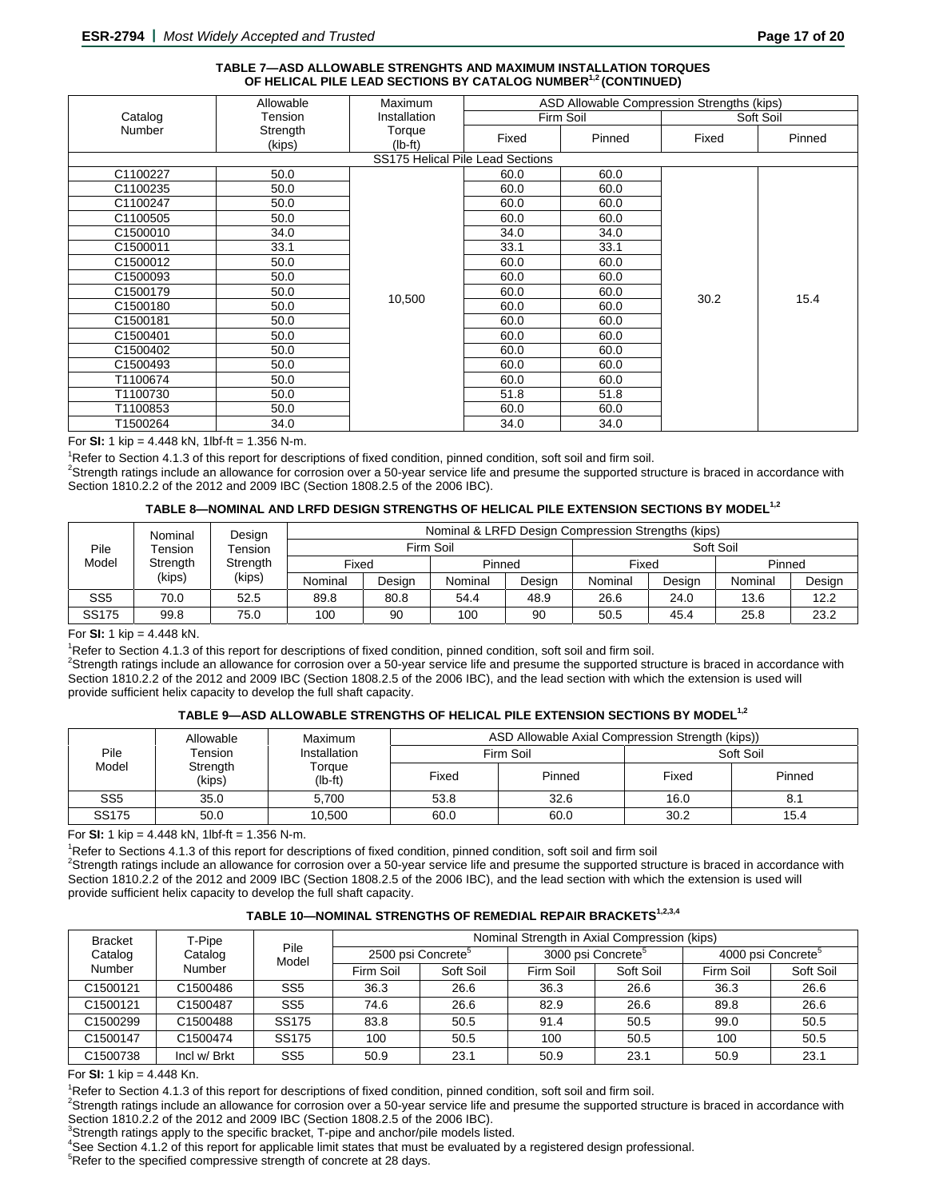**TABLE 7—ASD ALLOWABLE STRENGHTS AND MAXIMUM INSTALLATION TORQUES OF HELICAL PILE LEAD SECTIONS BY CATALOG NUMBER[1,2] (CONTINUED)**

| Catalog Number | Allowable Tension Strength (kips) | Maximum Installation Torque (lb-ft) | ASD Allowable Compression Strengths (kips) | | | |
|---|---|---|---|---|---|---|
| | | | Firm Soil | | Soft Soil | |
| | | | Fixed | Pinned | Fixed | Pinned |
| SS175 Helical Pile Lead Sections | | | | | | |
| C1100227 | 50.0 | 10,500 | 60.0 | 60.0 | 30.2 | 15.4 |
| C1100235 | 50.0 | | 60.0 | 60.0 | | |
| C1100247 | 50.0 | | 60.0 | 60.0 | | |
| C1100505 | 50.0 | | 60.0 | 60.0 | | |
| C1500010 | 34.0 | | 34.0 | 34.0 | | |
| C1500011 | 33.1 | | 33.1 | 33.1 | | |
| C1500012 | 50.0 | | 60.0 | 60.0 | | |
| C1500093 | 50.0 | | 60.0 | 60.0 | | |
| C1500179 | 50.0 | | 60.0 | 60.0 | | |
| C1500180 | 50.0 | | 60.0 | 60.0 | | |
| C1500181 | 50.0 | | 60.0 | 60.0 | | |
| C1500401 | 50.0 | | 60.0 | 60.0 | | |
| C1500402 | 50.0 | | 60.0 | 60.0 | | |
| C1500493 | 50.0 | | 60.0 | 60.0 | | |
| T1100674 | 50.0 | | 60.0 | 60.0 | | |
| T1100730 | 50.0 | | 51.8 | 51.8 | | |
| T1100853 | 50.0 | | 60.0 | 60.0 | | |
| T1500264 | 34.0 | | 34.0 | 34.0 | | |

For **SI:** 1 kip = 4.448 kN, 1lbf-ft = 1.356 N-m.

[1]Refer to Section 4.1.3 of this report for descriptions of fixed condition, pinned condition, soft soil and firm soil.
[2]Strength ratings include an allowance for corrosion over a 50-year service life and presume the supported structure is braced in accordance with Section 1810.2.2 of the 2012 and 2009 IBC (Section 1808.2.5 of the 2006 IBC).

**TABLE 8—NOMINAL AND LRFD DESIGN STRENGTHS OF HELICAL PILE EXTENSION SECTIONS BY MODEL[1,2]**

| Pile Model | Nominal Tension Strength (kips) | Design Tension Strength (kips) | Nominal & LRFD Design Compression Strengths (kips) | | | | | | | |
|---|---|---|---|---|---|---|---|---|---|---|
| | | | Firm Soil | | | | Soft Soil | | | |
| | | | Fixed | | Pinned | | Fixed | | Pinned | |
| | | | Nominal | Design | Nominal | Design | Nominal | Design | Nominal | Design |
| SS5 | 70.0 | 52.5 | 89.8 | 80.8 | 54.4 | 48.9 | 26.6 | 24.0 | 13.6 | 12.2 |
| SS175 | 99.8 | 75.0 | 100 | 90 | 100 | 90 | 50.5 | 45.4 | 25.8 | 23.2 |

For **SI:** 1 kip = 4.448 kN.

[1]Refer to Section 4.1.3 of this report for descriptions of fixed condition, pinned condition, soft soil and firm soil.
[2]Strength ratings include an allowance for corrosion over a 50-year service life and presume the supported structure is braced in accordance with Section 1810.2.2 of the 2012 and 2009 IBC (Section 1808.2.5 of the 2006 IBC), and the lead section with which the extension is used will provide sufficient helix capacity to develop the full shaft capacity.

**TABLE 9—ASD ALLOWABLE STRENGTHS OF HELICAL PILE EXTENSION SECTIONS BY MODEL[1,2]**

| Pile Model | Allowable Tension Strength (kips) | Maximum Installation Torque (lb-ft) | ASD Allowable Axial Compression Strength (kips)) | | | |
|---|---|---|---|---|---|---|
| | | | Firm Soil | | Soft Soil | |
| | | | Fixed | Pinned | Fixed | Pinned |
| SS5 | 35.0 | 5,700 | 53.8 | 32.6 | 16.0 | 8.1 |
| SS175 | 50.0 | 10,500 | 60.0 | 60.0 | 30.2 | 15.4 |

For **SI:** 1 kip = 4.448 kN, 1lbf-ft = 1.356 N-m.

[1]Refer to Sections 4.1.3 of this report for descriptions of fixed condition, pinned condition, soft soil and firm soil
[2]Strength ratings include an allowance for corrosion over a 50-year service life and presume the supported structure is braced in accordance with Section 1810.2.2 of the 2012 and 2009 IBC (Section 1808.2.5 of the 2006 IBC), and the lead section with which the extension is used will provide sufficient helix capacity to develop the full shaft capacity.

**TABLE 10—NOMINAL STRENGTHS OF REMEDIAL REPAIR BRACKETS[1,2,3,4]**

| Bracket Catalog Number | T-Pipe Catalog Number | Pile Model | Nominal Strength in Axial Compression (kips) | | | | | |
|---|---|---|---|---|---|---|---|---|
| | | | 2500 psi Concrete[5] | | 3000 psi Concrete[5] | | 4000 psi Concrete[5] | |
| | | | Firm Soil | Soft Soil | Firm Soil | Soft Soil | Firm Soil | Soft Soil |
| C1500121 | C1500486 | SS5 | 36.3 | 26.6 | 36.3 | 26.6 | 36.3 | 26.6 |
| C1500121 | C1500487 | SS5 | 74.6 | 26.6 | 82.9 | 26.6 | 89.8 | 26.6 |
| C1500299 | C1500488 | SS175 | 83.8 | 50.5 | 91.4 | 50.5 | 99.0 | 50.5 |
| C1500147 | C1500474 | SS175 | 100 | 50.5 | 100 | 50.5 | 100 | 50.5 |
| C1500738 | Incl w/ Brkt | SS5 | 50.9 | 23.1 | 50.9 | 23.1 | 50.9 | 23.1 |

For **SI:** 1 kip = 4.448 Kn.

[1]Refer to Section 4.1.3 of this report for descriptions of fixed condition, pinned condition, soft soil and firm soil.
[2]Strength ratings include an allowance for corrosion over a 50-year service life and presume the supported structure is braced in accordance with Section 1810.2.2 of the 2012 and 2009 IBC (Section 1808.2.5 of the 2006 IBC).
[3]Strength ratings apply to the specific bracket, T-pipe and anchor/pile models listed.
[4]See Section 4.1.2 of this report for applicable limit states that must be evaluated by a registered design professional.
[5]Refer to the specified compressive strength of concrete at 28 days.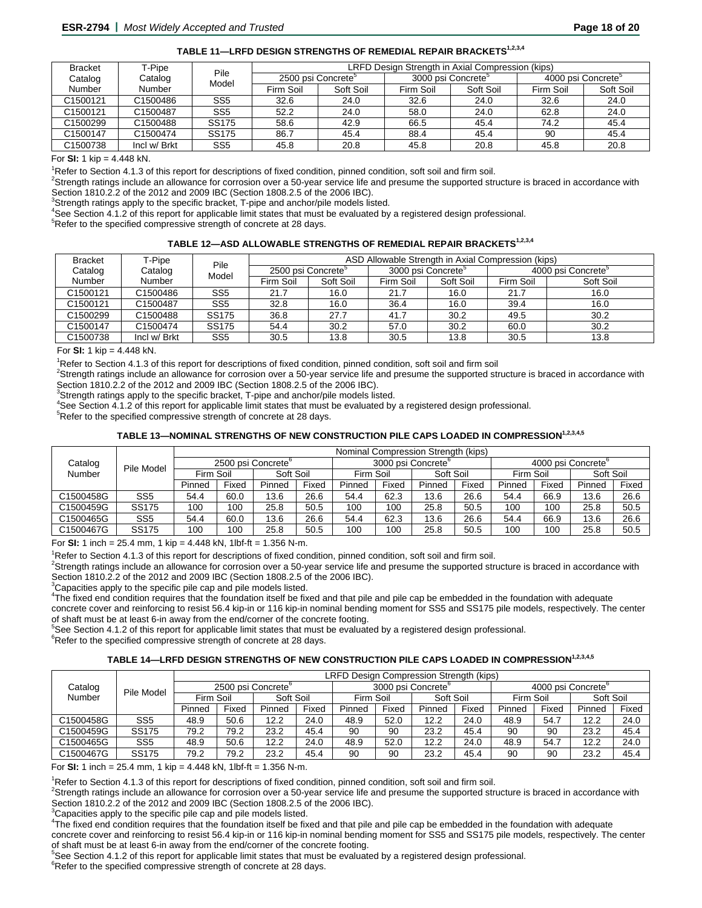**TABLE 11—LRFD DESIGN STRENGTHS OF REMEDIAL REPAIR BRACKETS[1,2,3,4]**

| Bracket Catalog Number | T-Pipe Catalog Number | Pile Model | LRFD Design Strength in Axial Compression (kips) | | | | | |
|---|---|---|---|---|---|---|---|---|
| | | | 2500 psi Concrete[5] | | 3000 psi Concrete[5] | | 4000 psi Concrete[5] | |
| | | | Firm Soil | Soft Soil | Firm Soil | Soft Soil | Firm Soil | Soft Soil |
| C1500121 | C1500486 | SS5 | 32.6 | 24.0 | 32.6 | 24.0 | 32.6 | 24.0 |
| C1500121 | C1500487 | SS5 | 52.2 | 24.0 | 58.0 | 24.0 | 62.8 | 24.0 |
| C1500299 | C1500488 | SS175 | 58.6 | 42.9 | 66.5 | 45.4 | 74.2 | 45.4 |
| C1500147 | C1500474 | SS175 | 86.7 | 45.4 | 88.4 | 45.4 | 90 | 45.4 |
| C1500738 | Incl w/ Brkt | SS5 | 45.8 | 20.8 | 45.8 | 20.8 | 45.8 | 20.8 |

For **SI:** 1 kip = 4.448 kN.

[1]Refer to Section 4.1.3 of this report for descriptions of fixed condition, pinned condition, soft soil and firm soil.
[2]Strength ratings include an allowance for corrosion over a 50-year service life and presume the supported structure is braced in accordance with Section 1810.2.2 of the 2012 and 2009 IBC (Section 1808.2.5 of the 2006 IBC).
[3]Strength ratings apply to the specific bracket, T-pipe and anchor/pile models listed.
[4]See Section 4.1.2 of this report for applicable limit states that must be evaluated by a registered design professional.
[5]Refer to the specified compressive strength of concrete at 28 days.

**TABLE 12—ASD ALLOWABLE STRENGTHS OF REMEDIAL REPAIR BRACKETS[1,2,3,4]**

| Bracket Catalog Number | T-Pipe Catalog Number | Pile Model | ASD Allowable Strength in Axial Compression (kips) | | | | | |
|---|---|---|---|---|---|---|---|---|
| | | | 2500 psi Concrete[5] | | 3000 psi Concrete[5] | | 4000 psi Concrete[5] | |
| | | | Firm Soil | Soft Soil | Firm Soil | Soft Soil | Firm Soil | Soft Soil |
| C1500121 | C1500486 | SS5 | 21.7 | 16.0 | 21.7 | 16.0 | 21.7 | 16.0 |
| C1500121 | C1500487 | SS5 | 32.8 | 16.0 | 36.4 | 16.0 | 39.4 | 16.0 |
| C1500299 | C1500488 | SS175 | 36.8 | 27.7 | 41.7 | 30.2 | 49.5 | 30.2 |
| C1500147 | C1500474 | SS175 | 54.4 | 30.2 | 57.0 | 30.2 | 60.0 | 30.2 |
| C1500738 | Incl w/ Brkt | SS5 | 30.5 | 13.8 | 30.5 | 13.8 | 30.5 | 13.8 |

For **SI:** 1 kip = 4.448 kN.

[1]Refer to Section 4.1.3 of this report for descriptions of fixed condition, pinned condition, soft soil and firm soil
[2]Strength ratings include an allowance for corrosion over a 50-year service life and presume the supported structure is braced in accordance with Section 1810.2.2 of the 2012 and 2009 IBC (Section 1808.2.5 of the 2006 IBC).
[3]Strength ratings apply to the specific bracket, T-pipe and anchor/pile models listed.
[4]See Section 4.1.2 of this report for applicable limit states that must be evaluated by a registered design professional.
[5]Refer to the specified compressive strength of concrete at 28 days.

**TABLE 13—NOMINAL STRENGTHS OF NEW CONSTRUCTION PILE CAPS LOADED IN COMPRESSION[1,2,3,4,5]**

| Catalog Number | Pile Model | Nominal Compression Strength (kips) | | | | | | | | | | | |
|---|---|---|---|---|---|---|---|---|---|---|---|---|---|
| | | 2500 psi Concrete[6] | | | | 3000 psi Concrete[6] | | | | 4000 psi Concrete[6] | | | |
| | | Firm Soil | | Soft Soil | | Firm Soil | | Soft Soil | | Firm Soil | | Soft Soil | |
| | | Pinned | Fixed | Pinned | Fixed | Pinned | Fixed | Pinned | Fixed | Pinned | Fixed | Pinned | Fixed |
| C1500458G | SS5 | 54.4 | 60.0 | 13.6 | 26.6 | 54.4 | 62.3 | 13.6 | 26.6 | 54.4 | 66.9 | 13.6 | 26.6 |
| C1500459G | SS175 | 100 | 100 | 25.8 | 50.5 | 100 | 100 | 25.8 | 50.5 | 100 | 100 | 25.8 | 50.5 |
| C1500465G | SS5 | 54.4 | 60.0 | 13.6 | 26.6 | 54.4 | 62.3 | 13.6 | 26.6 | 54.4 | 66.9 | 13.6 | 26.6 |
| C1500467G | SS175 | 100 | 100 | 25.8 | 50.5 | 100 | 100 | 25.8 | 50.5 | 100 | 100 | 25.8 | 50.5 |

For **SI:** 1 inch = 25.4 mm, 1 kip = 4.448 kN, 1lbf-ft = 1.356 N-m.

[1]Refer to Section 4.1.3 of this report for descriptions of fixed condition, pinned condition, soft soil and firm soil.
[2]Strength ratings include an allowance for corrosion over a 50-year service life and presume the supported structure is braced in accordance with Section 1810.2.2 of the 2012 and 2009 IBC (Section 1808.2.5 of the 2006 IBC).
[3]Capacities apply to the specific pile cap and pile models listed.
[4]The fixed end condition requires that the foundation itself be fixed and that pile and pile cap be embedded in the foundation with adequate concrete cover and reinforcing to resist 56.4 kip-in or 116 kip-in nominal bending moment for SS5 and SS175 pile models, respectively. The center of shaft must be at least 6-in away from the end/corner of the concrete footing.
[5]See Section 4.1.2 of this report for applicable limit states that must be evaluated by a registered design professional.
[6]Refer to the specified compressive strength of concrete at 28 days.

**TABLE 14—LRFD DESIGN STRENGTHS OF NEW CONSTRUCTION PILE CAPS LOADED IN COMPRESSION[1,2,3,4,5]**

| Catalog Number | Pile Model | LRFD Design Compression Strength (kips) | | | | | | | | | | | |
|---|---|---|---|---|---|---|---|---|---|---|---|---|---|
| | | 2500 psi Concrete[6] | | | | 3000 psi Concrete[6] | | | | 4000 psi Concrete[6] | | | |
| | | Firm Soil | | Soft Soil | | Firm Soil | | Soft Soil | | Firm Soil | | Soft Soil | |
| | | Pinned | Fixed | Pinned | Fixed | Pinned | Fixed | Pinned | Fixed | Pinned | Fixed | Pinned | Fixed |
| C1500458G | SS5 | 48.9 | 50.6 | 12.2 | 24.0 | 48.9 | 52.0 | 12.2 | 24.0 | 48.9 | 54.7 | 12.2 | 24.0 |
| C1500459G | SS175 | 79.2 | 79.2 | 23.2 | 45.4 | 90 | 90 | 23.2 | 45.4 | 90 | 90 | 23.2 | 45.4 |
| C1500465G | SS5 | 48.9 | 50.6 | 12.2 | 24.0 | 48.9 | 52.0 | 12.2 | 24.0 | 48.9 | 54.7 | 12.2 | 24.0 |
| C1500467G | SS175 | 79.2 | 79.2 | 23.2 | 45.4 | 90 | 90 | 23.2 | 45.4 | 90 | 90 | 23.2 | 45.4 |

For **SI:** 1 inch = 25.4 mm, 1 kip = 4.448 kN, 1lbf-ft = 1.356 N-m.

[1]Refer to Section 4.1.3 of this report for descriptions of fixed condition, pinned condition, soft soil and firm soil.
[2]Strength ratings include an allowance for corrosion over a 50-year service life and presume the supported structure is braced in accordance with Section 1810.2.2 of the 2012 and 2009 IBC (Section 1808.2.5 of the 2006 IBC).
[3]Capacities apply to the specific pile cap and pile models listed.
[4]The fixed end condition requires that the foundation itself be fixed and that pile and pile cap be embedded in the foundation with adequate concrete cover and reinforcing to resist 56.4 kip-in or 116 kip-in nominal bending moment for SS5 and SS175 pile models, respectively. The center of shaft must be at least 6-in away from the end/corner of the concrete footing.
[5]See Section 4.1.2 of this report for applicable limit states that must be evaluated by a registered design professional.
[6]Refer to the specified compressive strength of concrete at 28 days.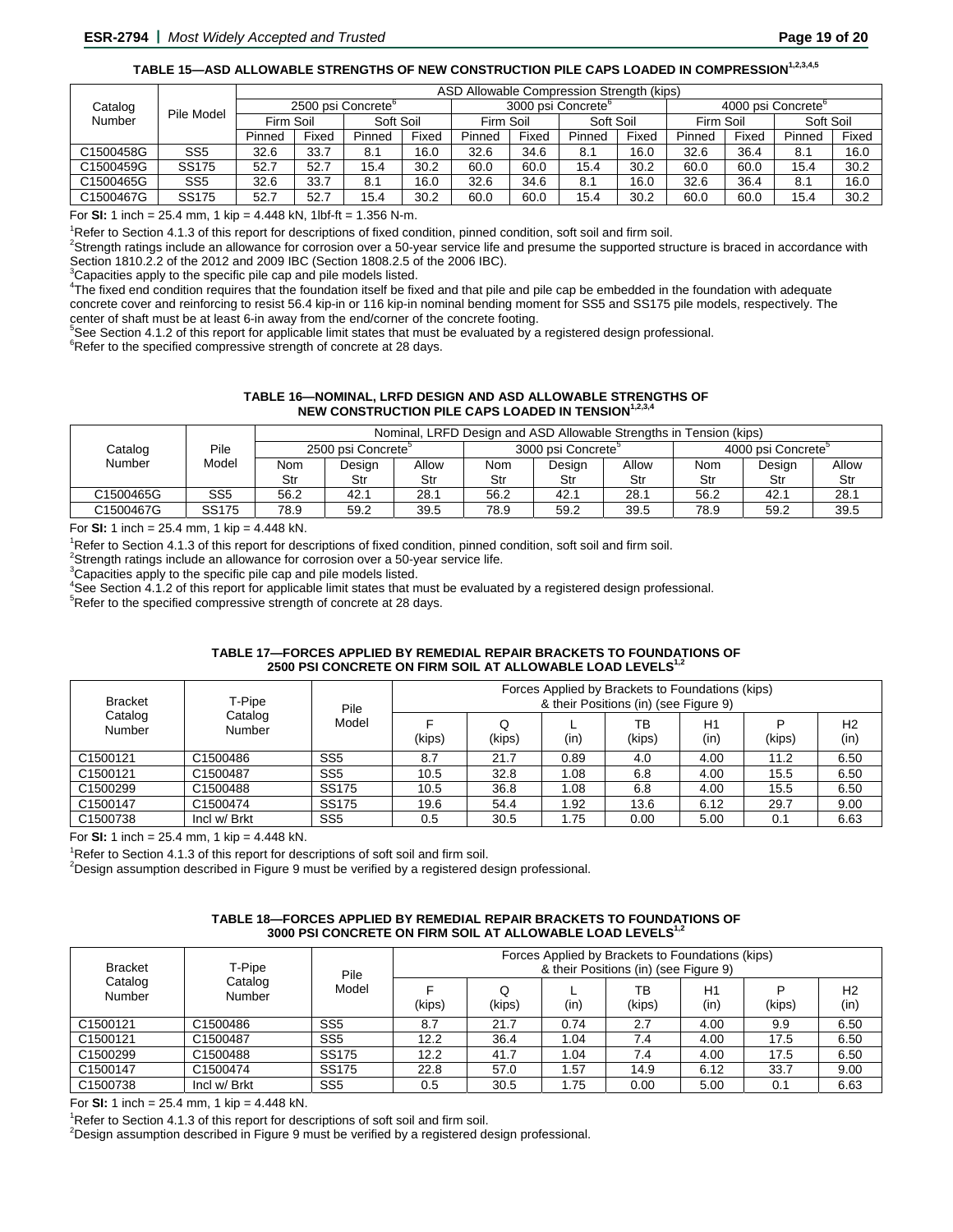**TABLE 15—ASD ALLOWABLE STRENGTHS OF NEW CONSTRUCTION PILE CAPS LOADED IN COMPRESSION[1,2,3,4,5]**

| Catalog Number | Pile Model | ASD Allowable Compression Strength (kips) | | | | | | | | | | | |
|---|---|---|---|---|---|---|---|---|---|---|---|---|---|
| | | 2500 psi Concrete[6] | | | | 3000 psi Concrete[6] | | | | 4000 psi Concrete[6] | | | |
| | | Firm Soil | | Soft Soil | | Firm Soil | | Soft Soil | | Firm Soil | | Soft Soil | |
| | | Pinned | Fixed | Pinned | Fixed | Pinned | Fixed | Pinned | Fixed | Pinned | Fixed | Pinned | Fixed |
| C1500458G | SS5 | 32.6 | 33.7 | 8.1 | 16.0 | 32.6 | 34.6 | 8.1 | 16.0 | 32.6 | 36.4 | 8.1 | 16.0 |
| C1500459G | SS175 | 52.7 | 52.7 | 15.4 | 30.2 | 60.0 | 60.0 | 15.4 | 30.2 | 60.0 | 60.0 | 15.4 | 30.2 |
| C1500465G | SS5 | 32.6 | 33.7 | 8.1 | 16.0 | 32.6 | 34.6 | 8.1 | 16.0 | 32.6 | 36.4 | 8.1 | 16.0 |
| C1500467G | SS175 | 52.7 | 52.7 | 15.4 | 30.2 | 60.0 | 60.0 | 15.4 | 30.2 | 60.0 | 60.0 | 15.4 | 30.2 |

For **SI:** 1 inch = 25.4 mm, 1 kip = 4.448 kN, 1lbf-ft = 1.356 N-m.

[1]Refer to Section 4.1.3 of this report for descriptions of fixed condition, pinned condition, soft soil and firm soil.
[2]Strength ratings include an allowance for corrosion over a 50-year service life and presume the supported structure is braced in accordance with Section 1810.2.2 of the 2012 and 2009 IBC (Section 1808.2.5 of the 2006 IBC).
[3]Capacities apply to the specific pile cap and pile models listed.
[4]The fixed end condition requires that the foundation itself be fixed and that pile and pile cap be embedded in the foundation with adequate concrete cover and reinforcing to resist 56.4 kip-in or 116 kip-in nominal bending moment for SS5 and SS175 pile models, respectively. The center of shaft must be at least 6-in away from the end/corner of the concrete footing.
[5]See Section 4.1.2 of this report for applicable limit states that must be evaluated by a registered design professional.
[6]Refer to the specified compressive strength of concrete at 28 days.

**TABLE 16—NOMINAL, LRFD DESIGN AND ASD ALLOWABLE STRENGTHS OF NEW CONSTRUCTION PILE CAPS LOADED IN TENSION[1,2,3,4]**

| Catalog Number | Pile Model | Nominal, LRFD Design and ASD Allowable Strengths in Tension (kips) | | | | | | | | |
|---|---|---|---|---|---|---|---|---|---|---|
| | | 2500 psi Concrete[5] | | | 3000 psi Concrete[5] | | | 4000 psi Concrete[5] | | |
| | | Nom Str | Design Str | Allow Str | Nom Str | Design Str | Allow Str | Nom Str | Design Str | Allow Str |
| C1500465G | SS5 | 56.2 | 42.1 | 28.1 | 56.2 | 42.1 | 28.1 | 56.2 | 42.1 | 28.1 |
| C1500467G | SS175 | 78.9 | 59.2 | 39.5 | 78.9 | 59.2 | 39.5 | 78.9 | 59.2 | 39.5 |

For **SI:** 1 inch = 25.4 mm, 1 kip = 4.448 kN.

[1]Refer to Section 4.1.3 of this report for descriptions of fixed condition, pinned condition, soft soil and firm soil.
[2]Strength ratings include an allowance for corrosion over a 50-year service life.
[3]Capacities apply to the specific pile cap and pile models listed.
[4]See Section 4.1.2 of this report for applicable limit states that must be evaluated by a registered design professional.
[5]Refer to the specified compressive strength of concrete at 28 days.

**TABLE 17—FORCES APPLIED BY REMEDIAL REPAIR BRACKETS TO FOUNDATIONS OF 2500 PSI CONCRETE ON FIRM SOIL AT ALLOWABLE LOAD LEVELS[1,2]**

| Bracket Catalog Number | T-Pipe Catalog Number | Pile Model | Forces Applied by Brackets to Foundations (kips) & their Positions (in) (see Figure 9) | | | | | | |
|---|---|---|---|---|---|---|---|---|---|
| | | | F (kips) | Q (kips) | L (in) | TB (kips) | H1 (in) | P (kips) | H2 (in) |
| C1500121 | C1500486 | SS5 | 8.7 | 21.7 | 0.89 | 4.0 | 4.00 | 11.2 | 6.50 |
| C1500121 | C1500487 | SS5 | 10.5 | 32.8 | 1.08 | 6.8 | 4.00 | 15.5 | 6.50 |
| C1500299 | C1500488 | SS175 | 10.5 | 36.8 | 1.08 | 6.8 | 4.00 | 15.5 | 6.50 |
| C1500147 | C1500474 | SS175 | 19.6 | 54.4 | 1.92 | 13.6 | 6.12 | 29.7 | 9.00 |
| C1500738 | Incl w/ Brkt | SS5 | 0.5 | 30.5 | 1.75 | 0.00 | 5.00 | 0.1 | 6.63 |

For **SI:** 1 inch = 25.4 mm, 1 kip = 4.448 kN.

[1]Refer to Section 4.1.3 of this report for descriptions of soft soil and firm soil.
[2]Design assumption described in Figure 9 must be verified by a registered design professional.

**TABLE 18—FORCES APPLIED BY REMEDIAL REPAIR BRACKETS TO FOUNDATIONS OF 3000 PSI CONCRETE ON FIRM SOIL AT ALLOWABLE LOAD LEVELS[1,2]**

| Bracket Catalog Number | T-Pipe Catalog Number | Pile Model | Forces Applied by Brackets to Foundations (kips) & their Positions (in) (see Figure 9) | | | | | | |
|---|---|---|---|---|---|---|---|---|---|
| | | | F (kips) | Q (kips) | L (in) | TB (kips) | H1 (in) | P (kips) | H2 (in) |
| C1500121 | C1500486 | SS5 | 8.7 | 21.7 | 0.74 | 2.7 | 4.00 | 9.9 | 6.50 |
| C1500121 | C1500487 | SS5 | 12.2 | 36.4 | 1.04 | 7.4 | 4.00 | 17.5 | 6.50 |
| C1500299 | C1500488 | SS175 | 12.2 | 41.7 | 1.04 | 7.4 | 4.00 | 17.5 | 6.50 |
| C1500147 | C1500474 | SS175 | 22.8 | 57.0 | 1.57 | 14.9 | 6.12 | 33.7 | 9.00 |
| C1500738 | Incl w/ Brkt | SS5 | 0.5 | 30.5 | 1.75 | 0.00 | 5.00 | 0.1 | 6.63 |

For **SI:** 1 inch = 25.4 mm, 1 kip = 4.448 kN.

[1]Refer to Section 4.1.3 of this report for descriptions of soft soil and firm soil.
[2]Design assumption described in Figure 9 must be verified by a registered design professional.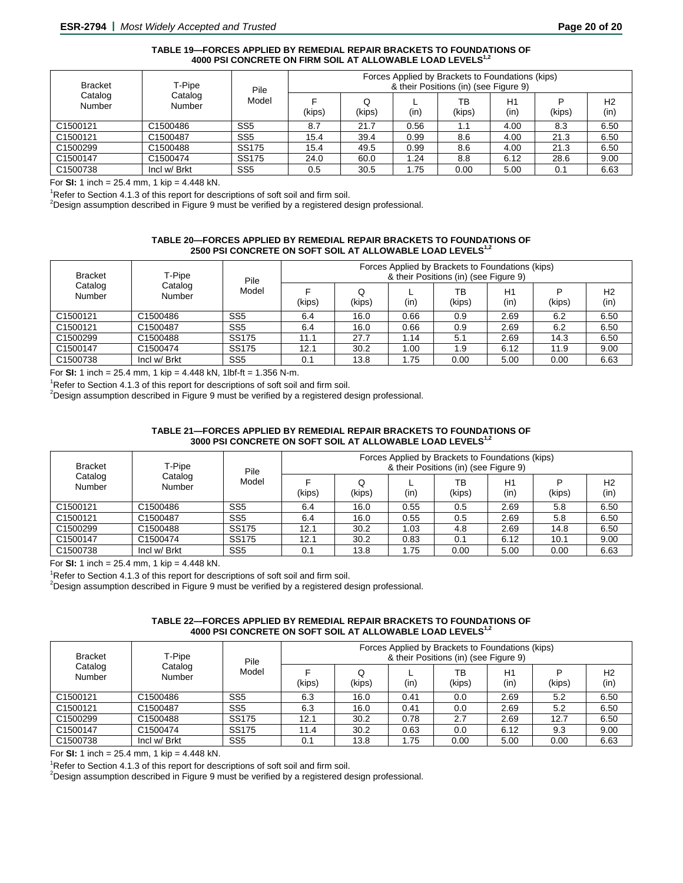**TABLE 19—FORCES APPLIED BY REMEDIAL REPAIR BRACKETS TO FOUNDATIONS OF 4000 PSI CONCRETE ON FIRM SOIL AT ALLOWABLE LOAD LEVELS[1,2]**

| Bracket Catalog Number | T-Pipe Catalog Number | Pile Model | Forces Applied by Brackets to Foundations (kips) & their Positions (in) (see Figure 9) | | | | | | |
|---|---|---|---|---|---|---|---|---|---|
| | | | F (kips) | Q (kips) | L (in) | TB (kips) | H1 (in) | P (kips) | H2 (in) |
| C1500121 | C1500486 | SS5 | 8.7 | 21.7 | 0.56 | 1.1 | 4.00 | 8.3 | 6.50 |
| C1500121 | C1500487 | SS5 | 15.4 | 39.4 | 0.99 | 8.6 | 4.00 | 21.3 | 6.50 |
| C1500299 | C1500488 | SS175 | 15.4 | 49.5 | 0.99 | 8.6 | 4.00 | 21.3 | 6.50 |
| C1500147 | C1500474 | SS175 | 24.0 | 60.0 | 1.24 | 8.8 | 6.12 | 28.6 | 9.00 |
| C1500738 | Incl w/ Brkt | SS5 | 0.5 | 30.5 | 1.75 | 0.00 | 5.00 | 0.1 | 6.63 |

For **SI:** 1 inch = 25.4 mm, 1 kip = 4.448 kN.

[1]Refer to Section 4.1.3 of this report for descriptions of soft soil and firm soil.
[2]Design assumption described in Figure 9 must be verified by a registered design professional.

**TABLE 20—FORCES APPLIED BY REMEDIAL REPAIR BRACKETS TO FOUNDATIONS OF 2500 PSI CONCRETE ON SOFT SOIL AT ALLOWABLE LOAD LEVELS[1,2]**

| Bracket Catalog Number | T-Pipe Catalog Number | Pile Model | Forces Applied by Brackets to Foundations (kips) & their Positions (in) (see Figure 9) | | | | | | |
|---|---|---|---|---|---|---|---|---|---|
| | | | F (kips) | Q (kips) | L (in) | TB (kips) | H1 (in) | P (kips) | H2 (in) |
| C1500121 | C1500486 | SS5 | 6.4 | 16.0 | 0.66 | 0.9 | 2.69 | 6.2 | 6.50 |
| C1500121 | C1500487 | SS5 | 6.4 | 16.0 | 0.66 | 0.9 | 2.69 | 6.2 | 6.50 |
| C1500299 | C1500488 | SS175 | 11.1 | 27.7 | 1.14 | 5.1 | 2.69 | 14.3 | 6.50 |
| C1500147 | C1500474 | SS175 | 12.1 | 30.2 | 1.00 | 1.9 | 6.12 | 11.9 | 9.00 |
| C1500738 | Incl w/ Brkt | SS5 | 0.1 | 13.8 | 1.75 | 0.00 | 5.00 | 0.00 | 6.63 |

For **SI:** 1 inch = 25.4 mm, 1 kip = 4.448 kN, 1lbf-ft = 1.356 N-m.

[1]Refer to Section 4.1.3 of this report for descriptions of soft soil and firm soil.
[2]Design assumption described in Figure 9 must be verified by a registered design professional.

**TABLE 21—FORCES APPLIED BY REMEDIAL REPAIR BRACKETS TO FOUNDATIONS OF 3000 PSI CONCRETE ON SOFT SOIL AT ALLOWABLE LOAD LEVELS[1,2]**

| Bracket Catalog Number | T-Pipe Catalog Number | Pile Model | Forces Applied by Brackets to Foundations (kips) & their Positions (in) (see Figure 9) | | | | | | |
|---|---|---|---|---|---|---|---|---|---|
| | | | F (kips) | Q (kips) | L (in) | TB (kips) | H1 (in) | P (kips) | H2 (in) |
| C1500121 | C1500486 | SS5 | 6.4 | 16.0 | 0.55 | 0.5 | 2.69 | 5.8 | 6.50 |
| C1500121 | C1500487 | SS5 | 6.4 | 16.0 | 0.55 | 0.5 | 2.69 | 5.8 | 6.50 |
| C1500299 | C1500488 | SS175 | 12.1 | 30.2 | 1.03 | 4.8 | 2.69 | 14.8 | 6.50 |
| C1500147 | C1500474 | SS175 | 12.1 | 30.2 | 0.83 | 0.1 | 6.12 | 10.1 | 9.00 |
| C1500738 | Incl w/ Brkt | SS5 | 0.1 | 13.8 | 1.75 | 0.00 | 5.00 | 0.00 | 6.63 |

For **SI:** 1 inch = 25.4 mm, 1 kip = 4.448 kN.

[1]Refer to Section 4.1.3 of this report for descriptions of soft soil and firm soil.
[2]Design assumption described in Figure 9 must be verified by a registered design professional.

**TABLE 22—FORCES APPLIED BY REMEDIAL REPAIR BRACKETS TO FOUNDATIONS OF 4000 PSI CONCRETE ON SOFT SOIL AT ALLOWABLE LOAD LEVELS[1,2]**

| Bracket Catalog Number | T-Pipe Catalog Number | Pile Model | Forces Applied by Brackets to Foundations (kips) & their Positions (in) (see Figure 9) | | | | | | |
|---|---|---|---|---|---|---|---|---|---|
| | | | F (kips) | Q (kips) | L (in) | TB (kips) | H1 (in) | P (kips) | H2 (in) |
| C1500121 | C1500486 | SS5 | 6.3 | 16.0 | 0.41 | 0.0 | 2.69 | 5.2 | 6.50 |
| C1500121 | C1500487 | SS5 | 6.3 | 16.0 | 0.41 | 0.0 | 2.69 | 5.2 | 6.50 |
| C1500299 | C1500488 | SS175 | 12.1 | 30.2 | 0.78 | 2.7 | 2.69 | 12.7 | 6.50 |
| C1500147 | C1500474 | SS175 | 11.4 | 30.2 | 0.63 | 0.0 | 6.12 | 9.3 | 9.00 |
| C1500738 | Incl w/ Brkt | SS5 | 0.1 | 13.8 | 1.75 | 0.00 | 5.00 | 0.00 | 6.63 |

For **SI:** 1 inch = 25.4 mm, 1 kip = 4.448 kN.

[1]Refer to Section 4.1.3 of this report for descriptions of soft soil and firm soil.
[2]Design assumption described in Figure 9 must be verified by a registered design professional.